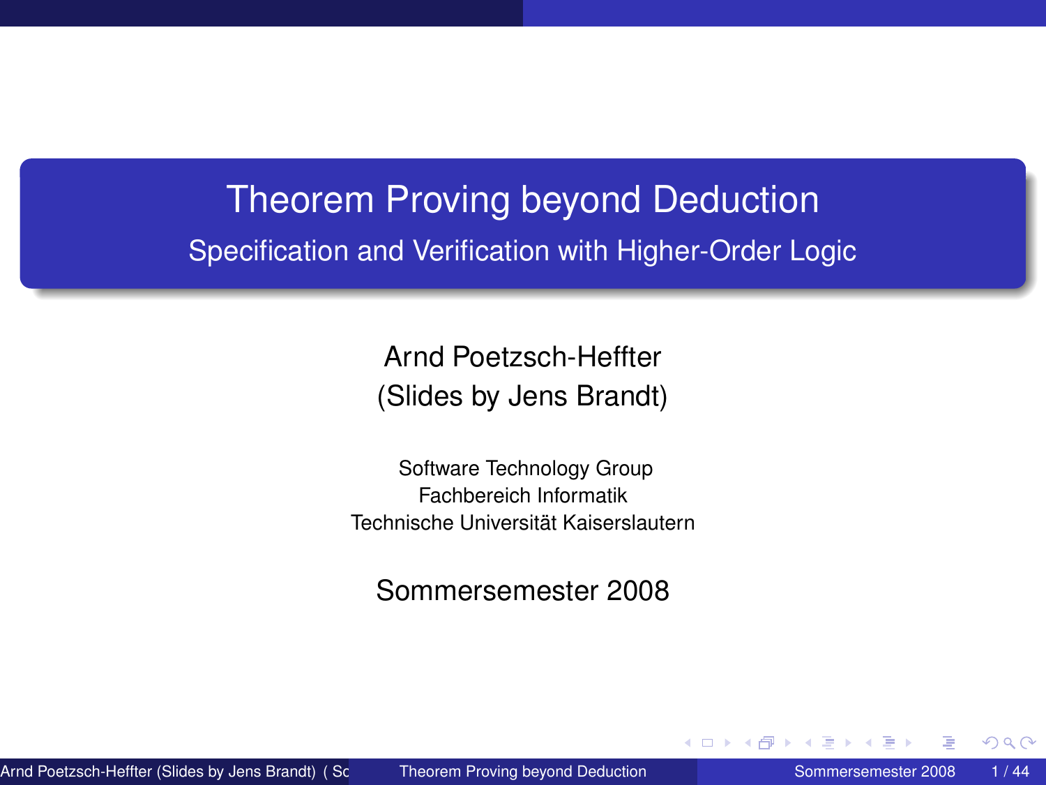# Theorem Proving beyond Deduction

## Specification and Verification with Higher-Order Logic

Arnd Poetzsch-Heffter
(Slides by Jens Brandt)

Software Technology Group
Fachbereich Informatik
Technische Universität Kaiserslautern

Sommersemester 2008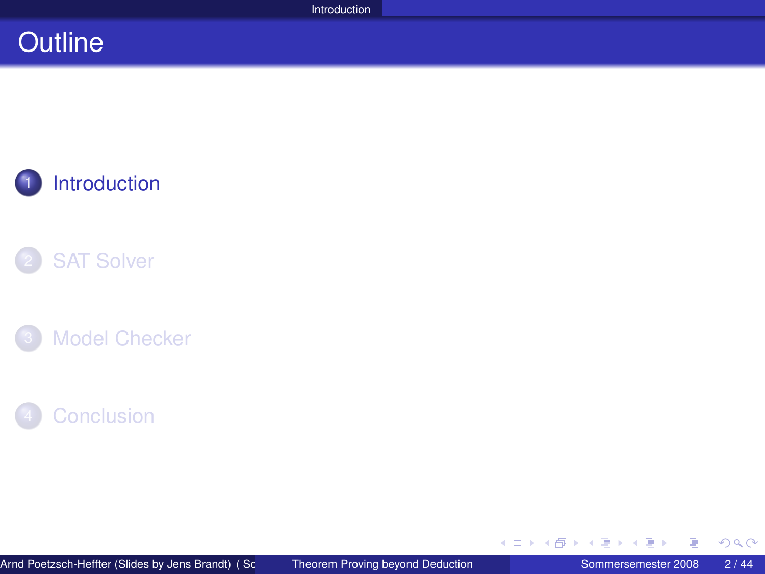# Outline

1. Introduction
2. SAT Solver
3. Model Checker
4. Conclusion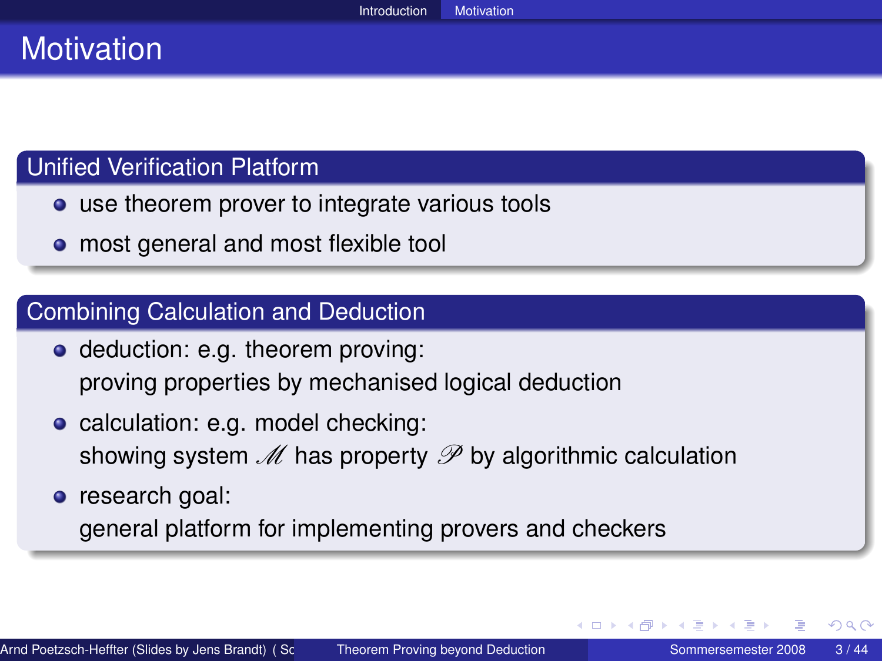# Motivation

## Unified Verification Platform

- use theorem prover to integrate various tools
- most general and most flexible tool

## Combining Calculation and Deduction

- deduction: e.g. theorem proving:
  proving properties by mechanised logical deduction
- calculation: e.g. model checking:
  showing system $\mathscr{M}$ has property $\mathscr{P}$ by algorithmic calculation
- research goal:
  general platform for implementing provers and checkers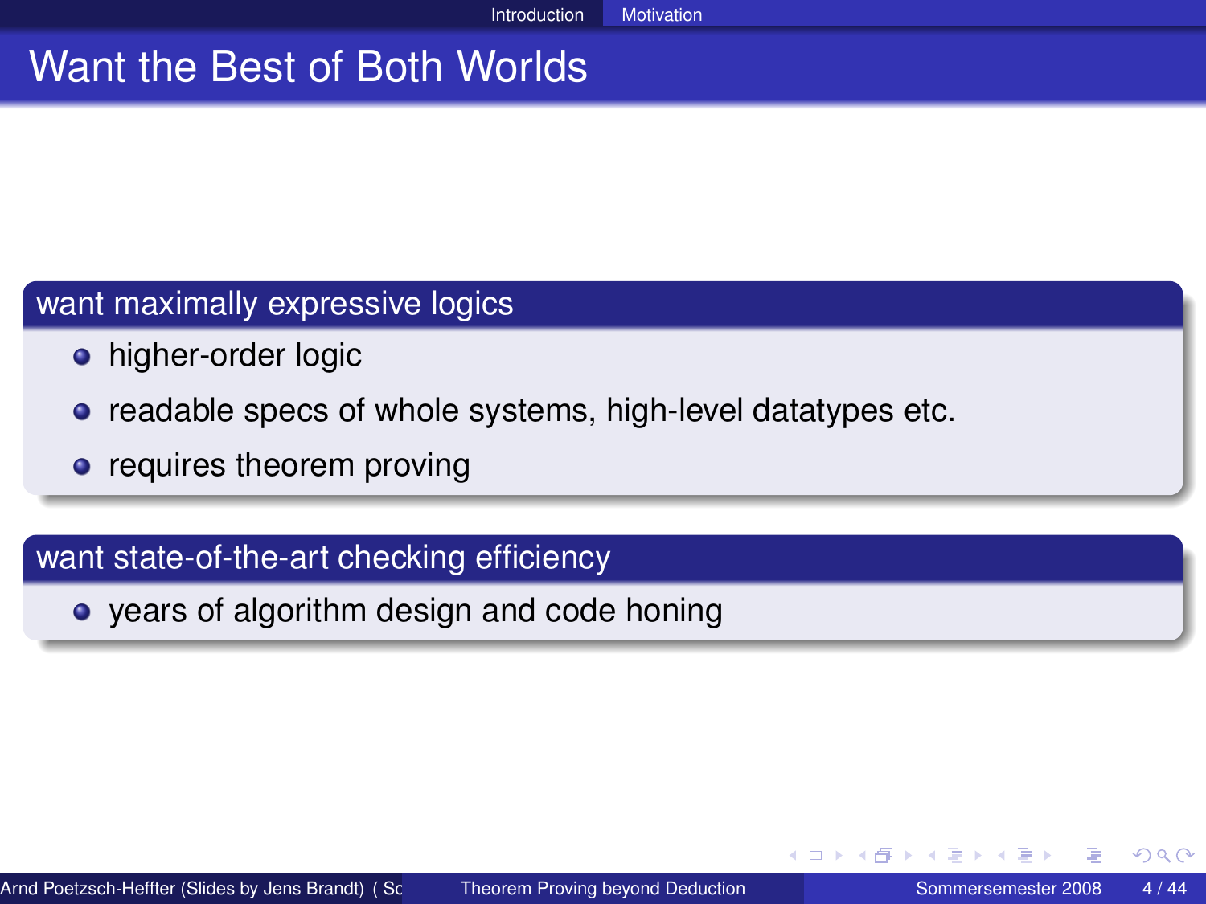# Want the Best of Both Worlds

## want maximally expressive logics

- higher-order logic
- readable specs of whole systems, high-level datatypes etc.
- requires theorem proving

## want state-of-the-art checking efficiency

- years of algorithm design and code honing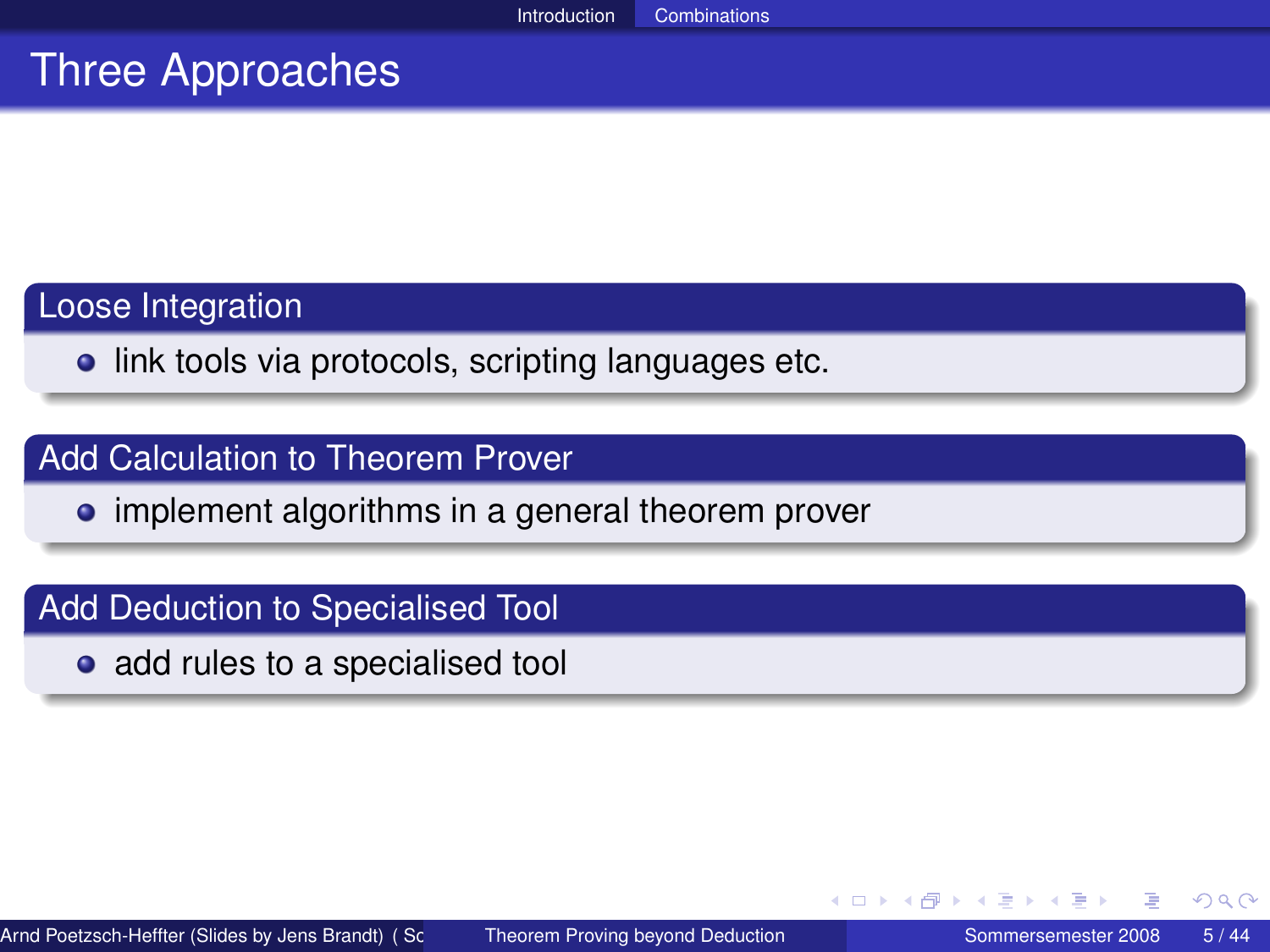# Three Approaches

## Loose Integration

- link tools via protocols, scripting languages etc.

## Add Calculation to Theorem Prover

- implement algorithms in a general theorem prover

## Add Deduction to Specialised Tool

- add rules to a specialised tool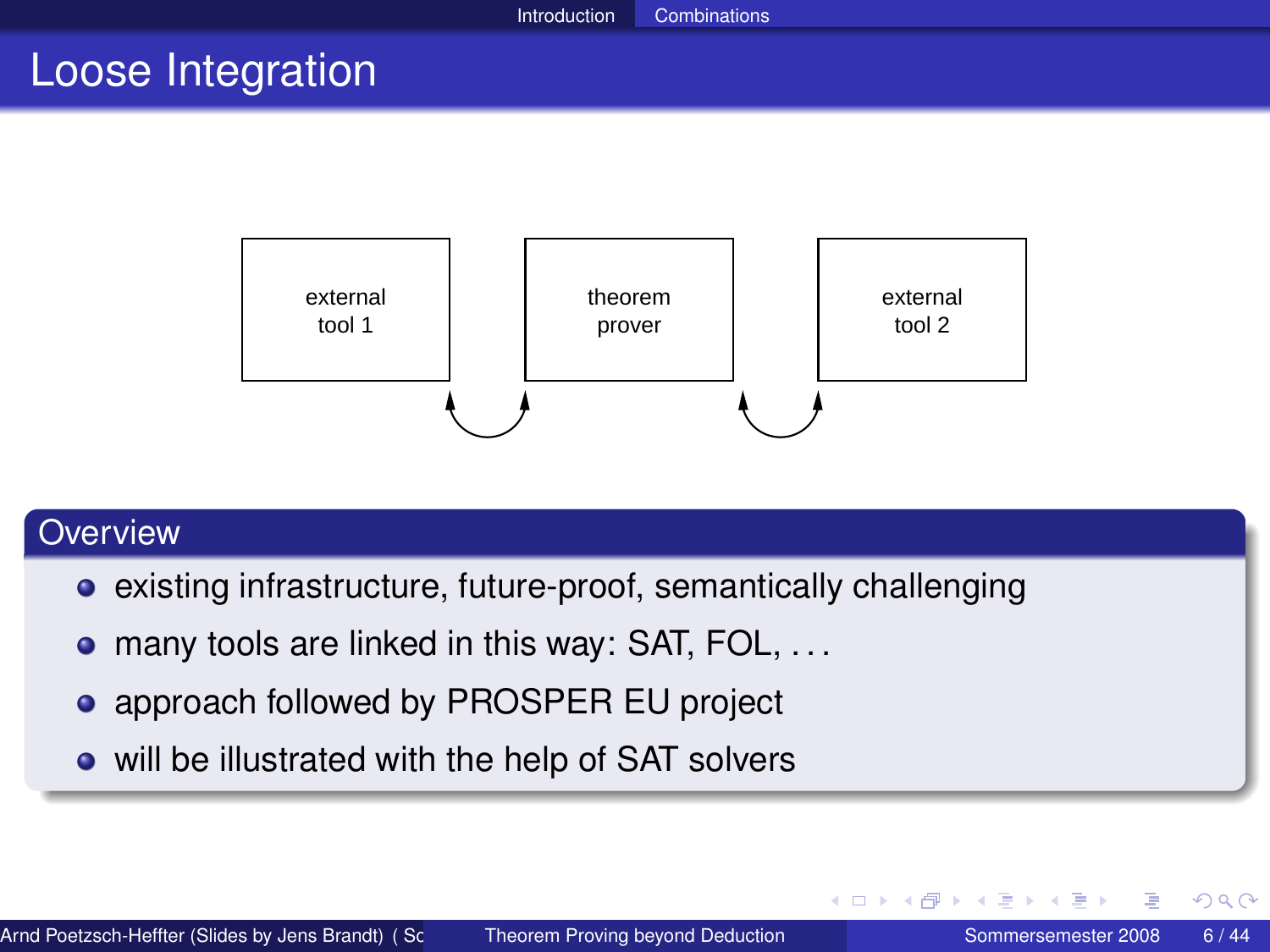# Loose Integration

external tool 1 ⇄ theorem prover ⇄ external tool 2

## Overview

- existing infrastructure, future-proof, semantically challenging
- many tools are linked in this way: SAT, FOL, . . .
- approach followed by PROSPER EU project
- will be illustrated with the help of SAT solvers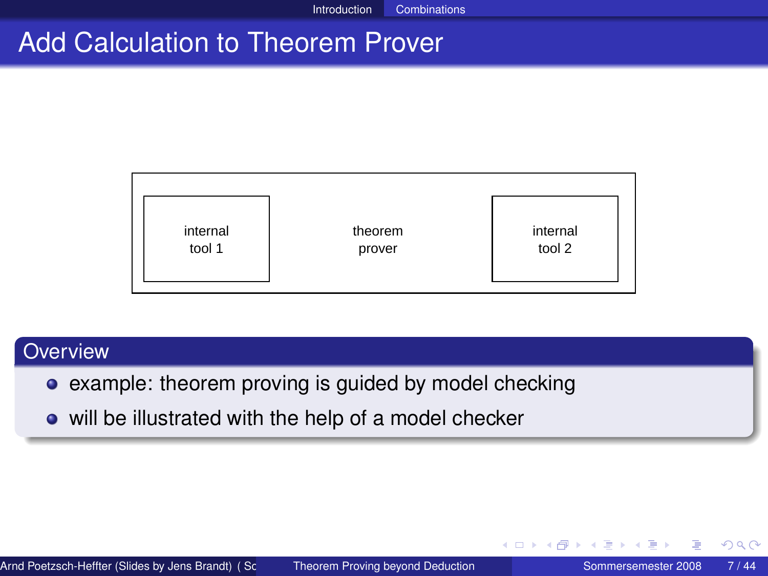# Add Calculation to Theorem Prover

internal tool 1 | theorem prover | internal tool 2

## Overview

- example: theorem proving is guided by model checking
- will be illustrated with the help of a model checker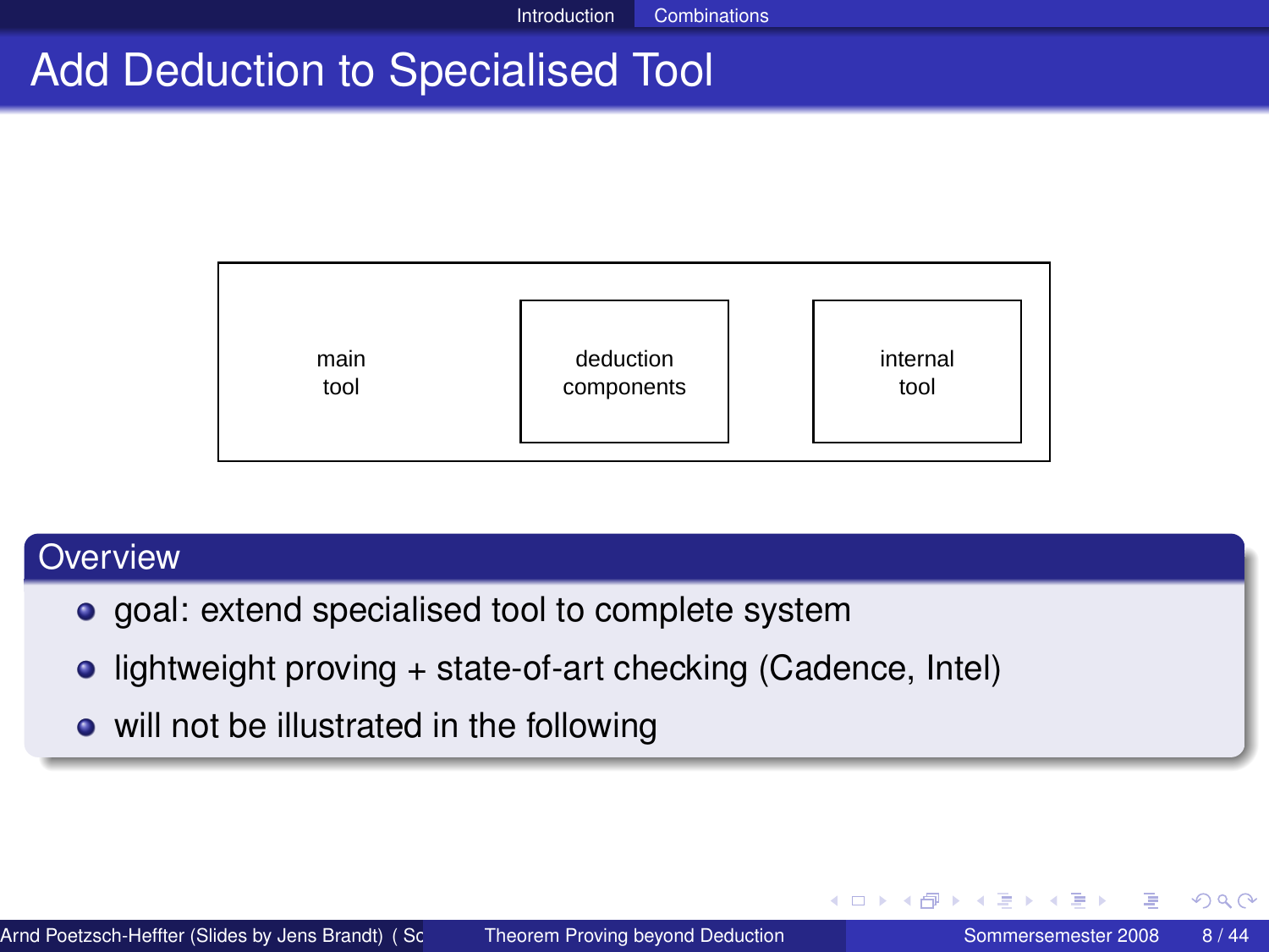# Add Deduction to Specialised Tool

main tool | deduction components | internal tool

## Overview

- goal: extend specialised tool to complete system
- lightweight proving + state-of-art checking (Cadence, Intel)
- will not be illustrated in the following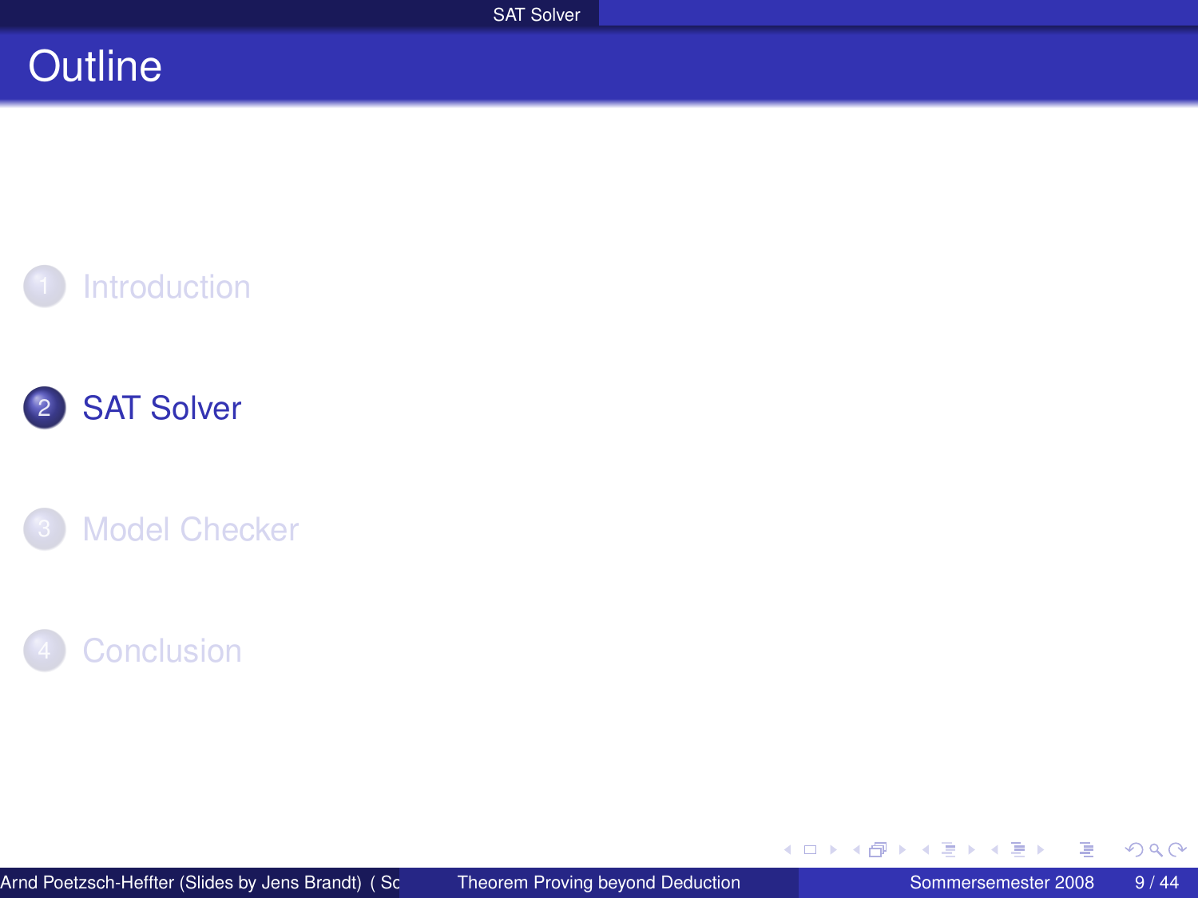# Outline

1. Introduction
2. **SAT Solver**
3. Model Checker
4. Conclusion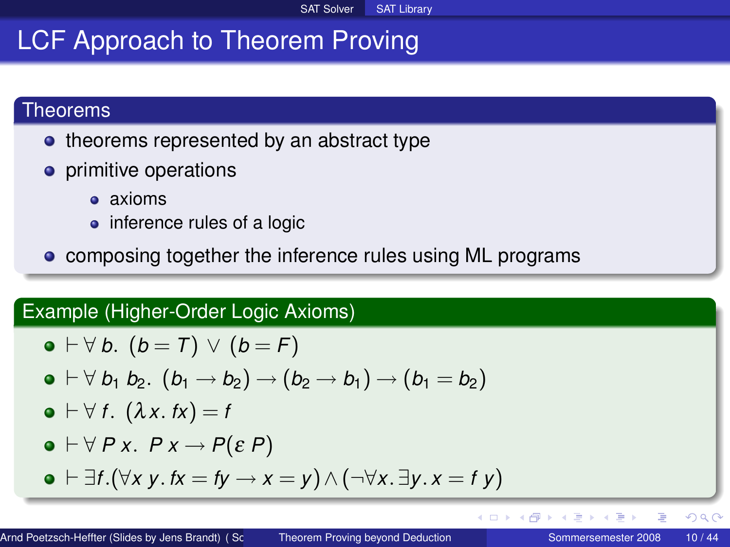# LCF Approach to Theorem Proving

## Theorems

- theorems represented by an abstract type
- primitive operations
  - axioms
  - inference rules of a logic
- composing together the inference rules using ML programs

## Example (Higher-Order Logic Axioms)

- $\vdash \forall\, b.\ (b = T) \lor (b = F)$
- $\vdash \forall\, b_1\ b_2.\ (b_1 \longrightarrow b_2) \longrightarrow (b_2 \longrightarrow b_1) \longrightarrow (b_1 = b_2)$
- $\vdash \forall\, f.\ (\lambda x.\, fx) = f$
- $\vdash \forall\, P\, x.\ P\, x \longrightarrow P(\varepsilon\, P)$
- $\vdash \exists f.(\forall x\, y.\, fx = fy \longrightarrow x = y) \land (\neg\forall x.\exists y.\, x = f\ y)$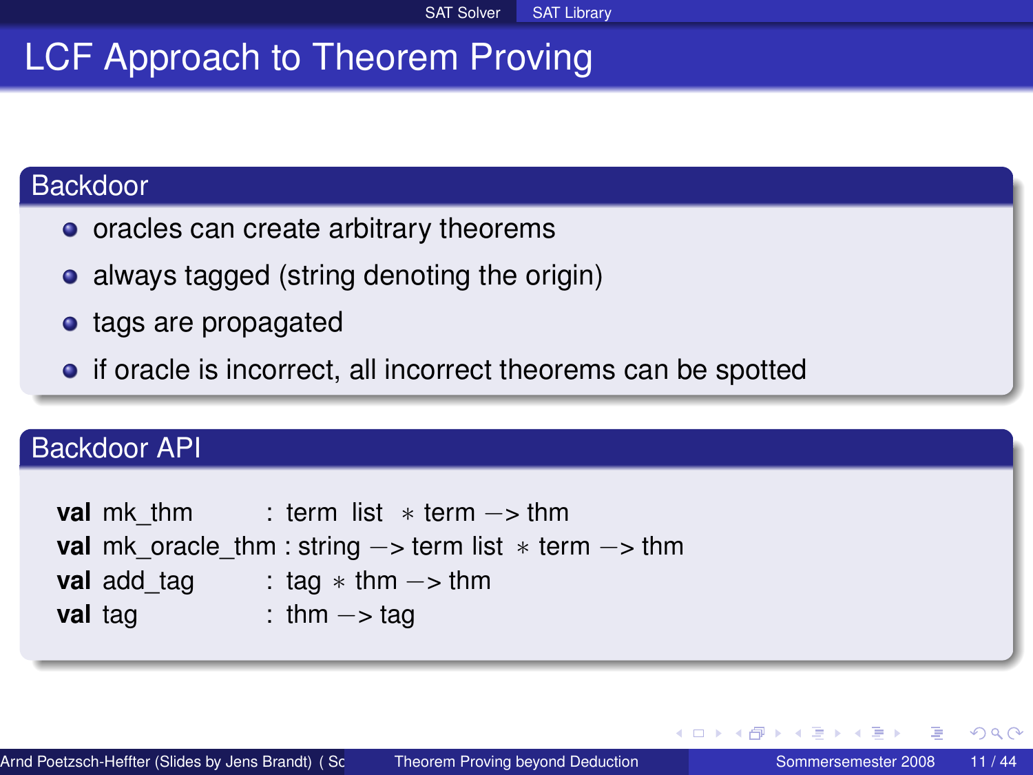# LCF Approach to Theorem Proving

## Backdoor

- oracles can create arbitrary theorems
- always tagged (string denoting the origin)
- tags are propagated
- if oracle is incorrect, all incorrect theorems can be spotted

## Backdoor API

```
val mk_thm        : term list * term -> thm
val mk_oracle_thm : string -> term list * term -> thm
val add_tag       : tag * thm -> thm
val tag           : thm -> tag
```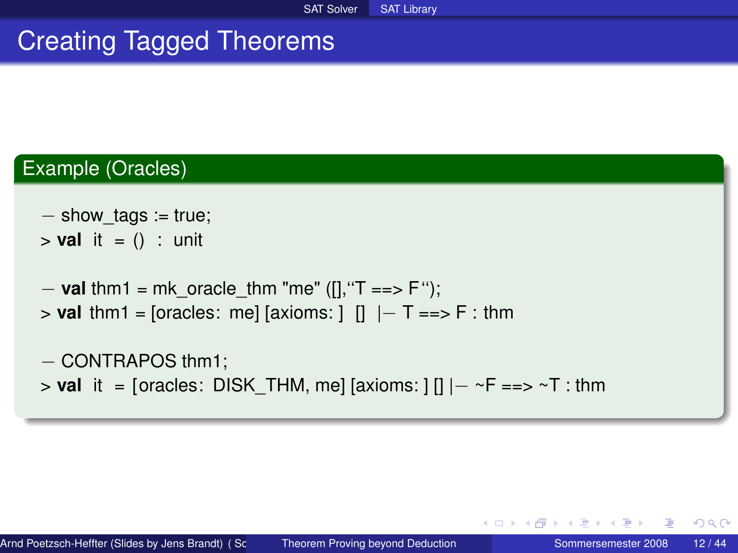# Creating Tagged Theorems

## Example (Oracles)

```
- show_tags := true;
> val it = () : unit

- val thm1 = mk_oracle_thm "me" ([],``T ==> F``);
> val thm1 = [oracles: me] [axioms: ] [] |- T ==> F : thm

- CONTRAPOS thm1;
> val it = [oracles: DISK_THM, me] [axioms: ] [] |- ~F ==> ~T : thm
```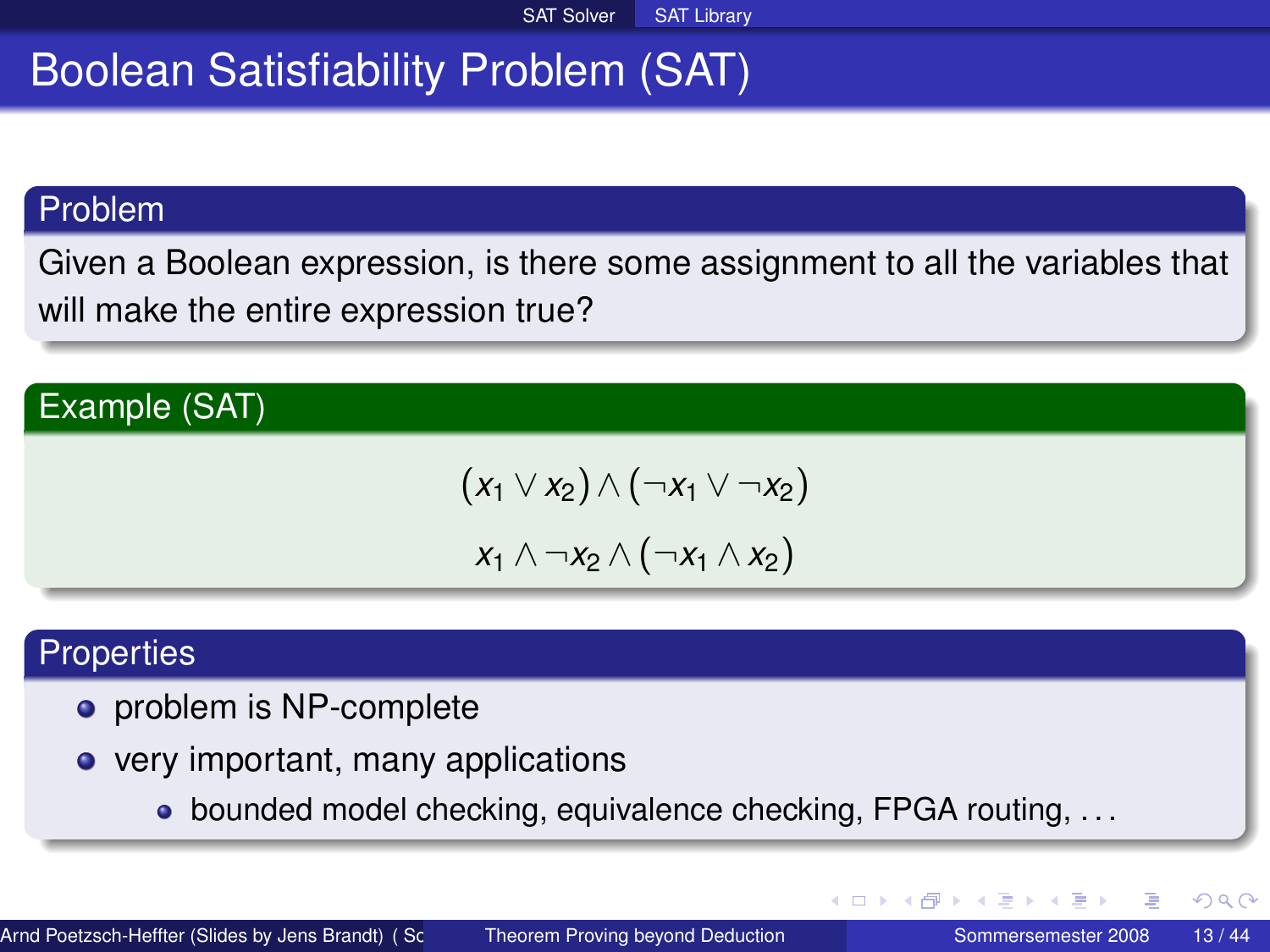# Boolean Satisfiability Problem (SAT)

## Problem

Given a Boolean expression, is there some assignment to all the variables that will make the entire expression true?

## Example (SAT)

$$(x_1 \lor x_2) \land (\neg x_1 \lor \neg x_2)$$

$$x_1 \land \neg x_2 \land (\neg x_1 \land x_2)$$

## Properties

- problem is NP-complete
- very important, many applications
  - bounded model checking, equivalence checking, FPGA routing, ...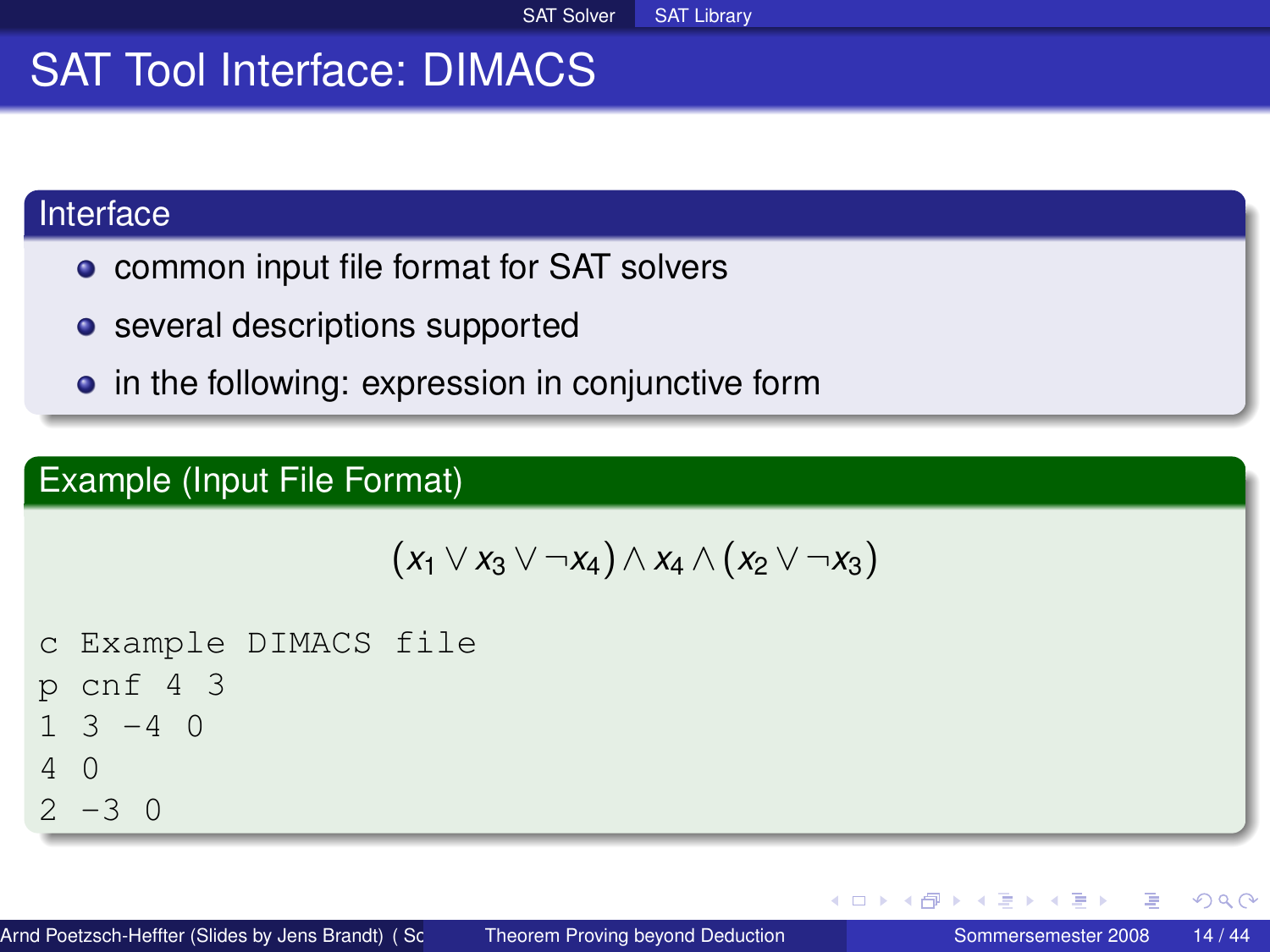# SAT Tool Interface: DIMACS

## Interface

- common input file format for SAT solvers
- several descriptions supported
- in the following: expression in conjunctive form

## Example (Input File Format)

$$(x_1 \vee x_3 \vee \neg x_4) \wedge x_4 \wedge (x_2 \vee \neg x_3)$$

```
c Example DIMACS file
p cnf 4 3
1 3 -4 0
4 0
2 -3 0
```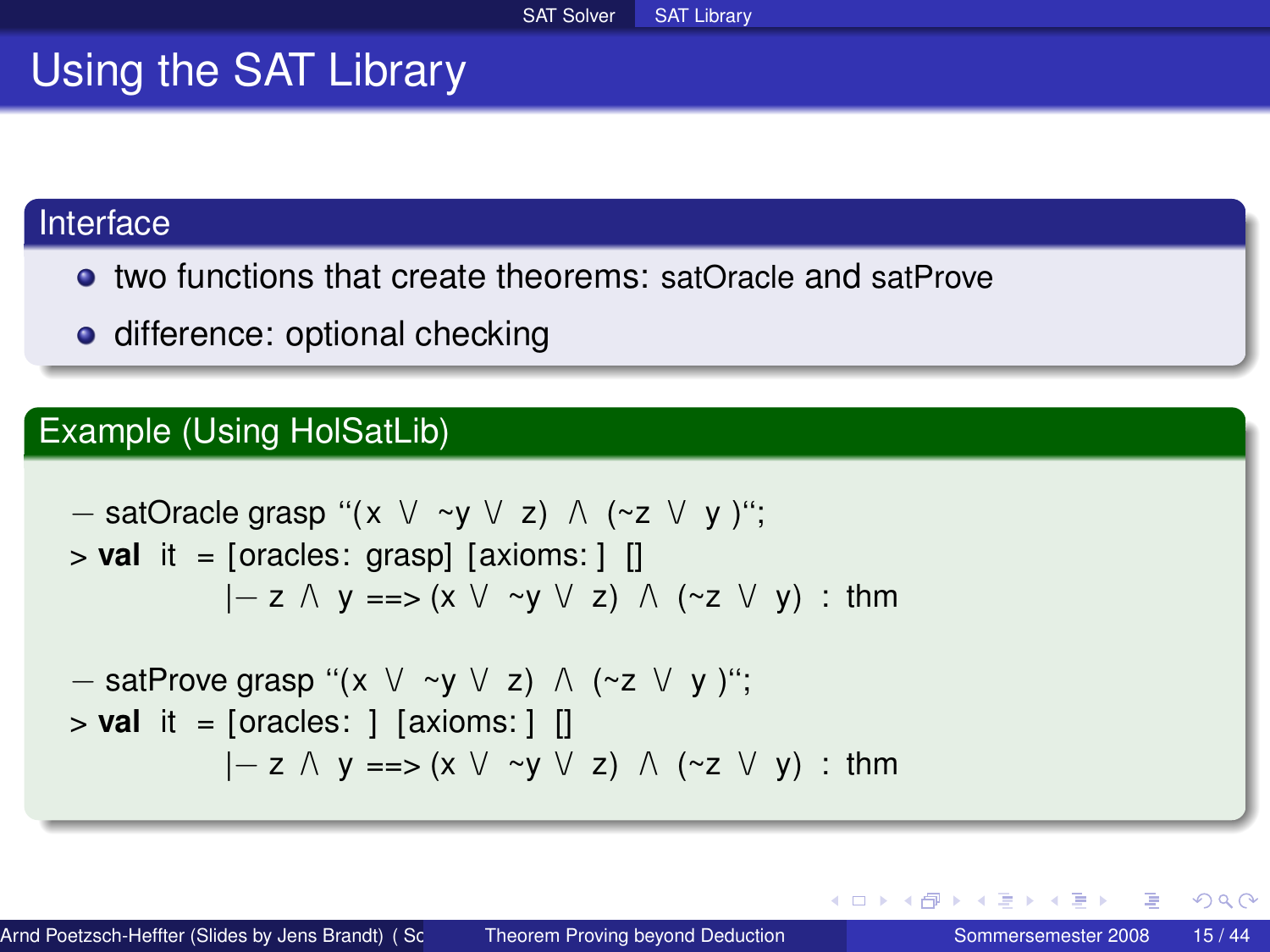# Using the SAT Library

## Interface

- two functions that create theorems: satOracle and satProve
- difference: optional checking

## Example (Using HolSatLib)

```
- satOracle grasp ‘‘(x \/ ~y \/ z) /\ (~z \/ y )‘‘;
> val it = [oracles: grasp] [axioms: ] []
         |- z /\ y ==> (x \/ ~y \/ z) /\ (~z \/ y) : thm

- satProve grasp ‘‘(x \/ ~y \/ z) /\ (~z \/ y )‘‘;
> val it = [oracles: ] [axioms: ] []
         |- z /\ y ==> (x \/ ~y \/ z) /\ (~z \/ y) : thm
```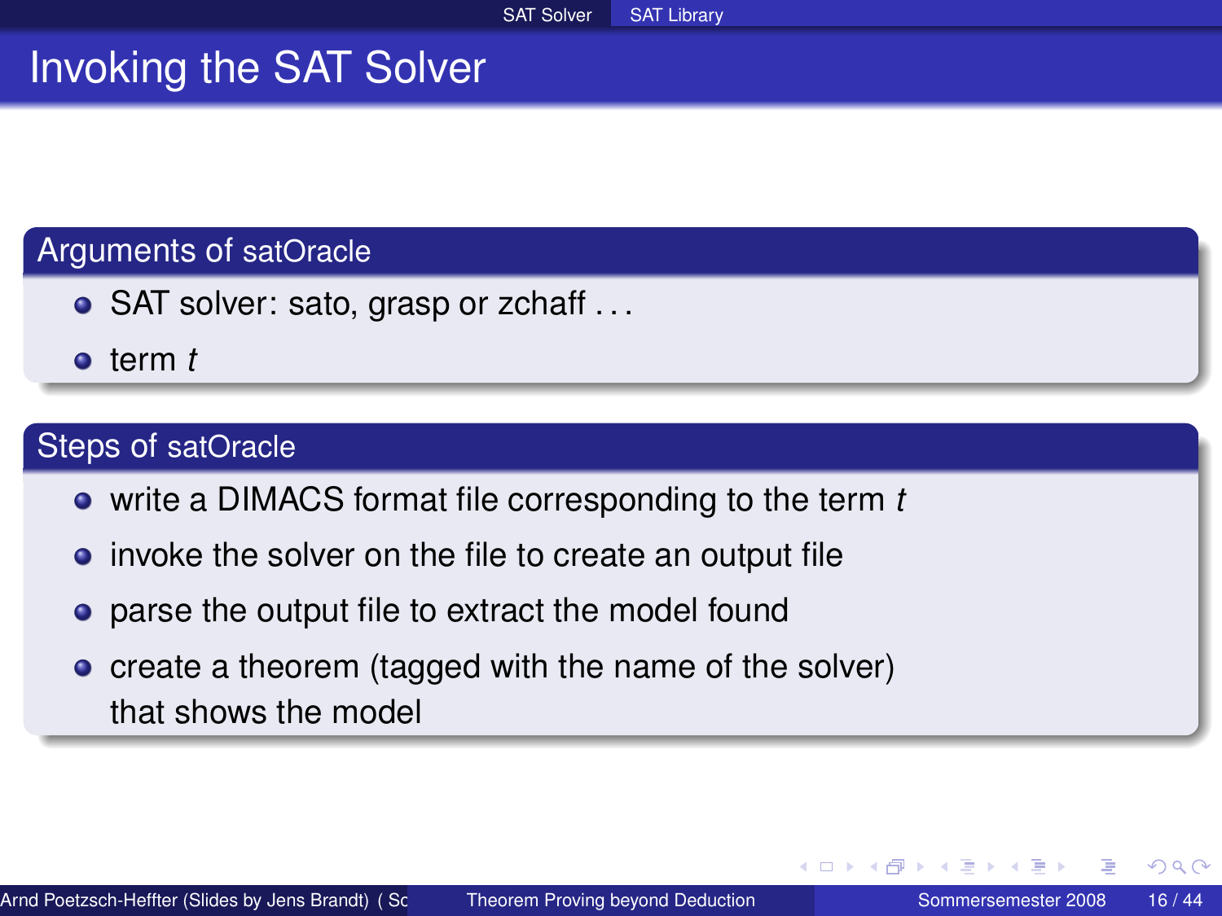# Invoking the SAT Solver

## Arguments of satOracle

- SAT solver: sato, grasp or zchaff . . .
- term *t*

## Steps of satOracle

- write a DIMACS format file corresponding to the term *t*
- invoke the solver on the file to create an output file
- parse the output file to extract the model found
- create a theorem (tagged with the name of the solver) that shows the model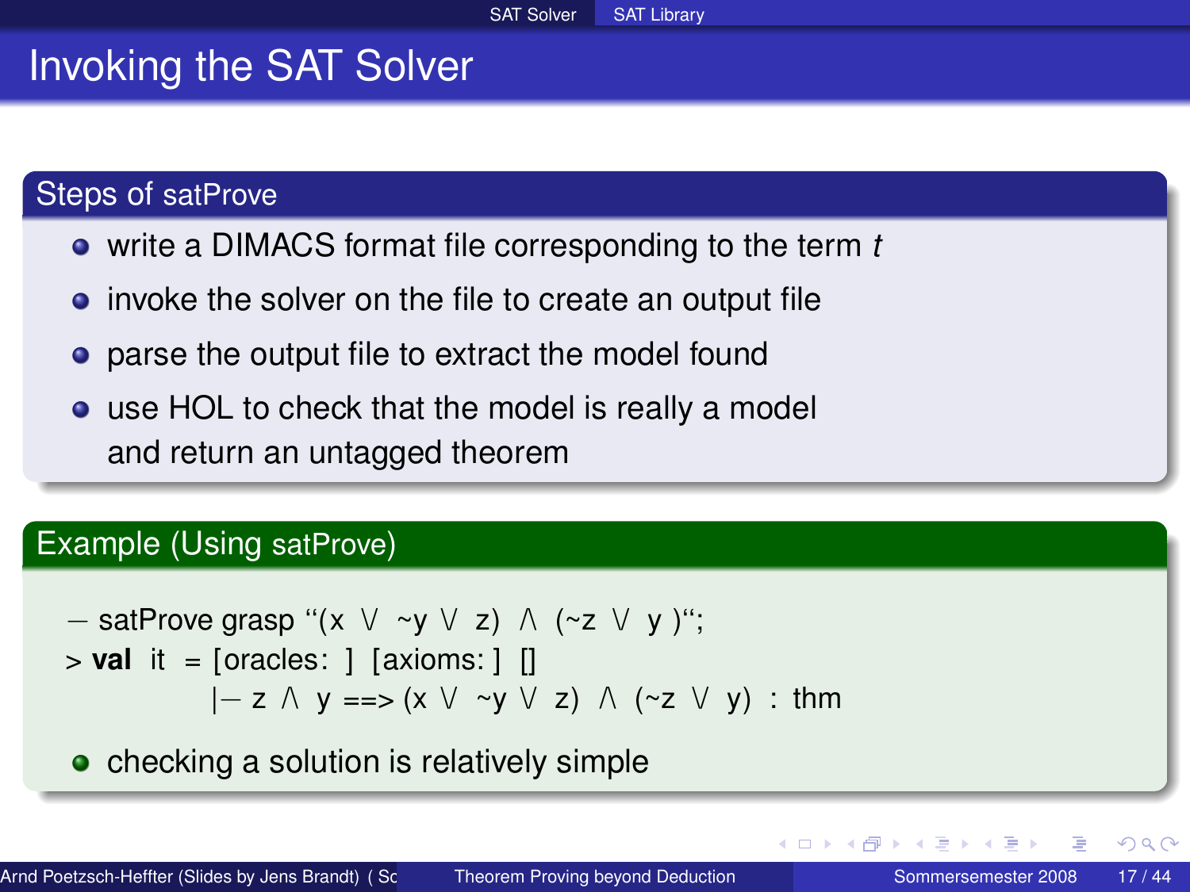# Invoking the SAT Solver

## Steps of satProve

- write a DIMACS format file corresponding to the term *t*
- invoke the solver on the file to create an output file
- parse the output file to extract the model found
- use HOL to check that the model is really a model and return an untagged theorem

## Example (Using satProve)

```
- satProve grasp ``(x \/ ~y \/ z) /\ (~z \/ y )``;
> val it = [oracles: ] [axioms: ] []
         |- z /\ y ==> (x \/ ~y \/ z) /\ (~z \/ y) : thm
```

- checking a solution is relatively simple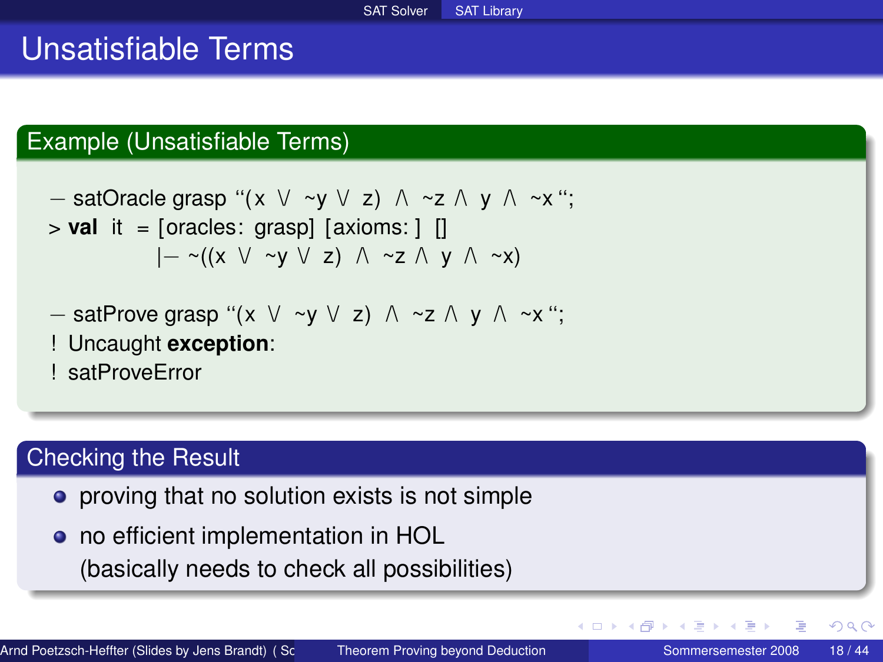# Unsatisfiable Terms

## Example (Unsatisfiable Terms)

```
- satOracle grasp ``(x \/ ~y \/ z) /\ ~z /\ y /\ ~x``;
> val it = [oracles: grasp] [axioms: ] []
           |- ~((x \/ ~y \/ z) /\ ~z /\ y /\ ~x)

- satProve grasp ``(x \/ ~y \/ z) /\ ~z /\ y /\ ~x``;
! Uncaught exception:
! satProveError
```

## Checking the Result

- proving that no solution exists is not simple
- no efficient implementation in HOL (basically needs to check all possibilities)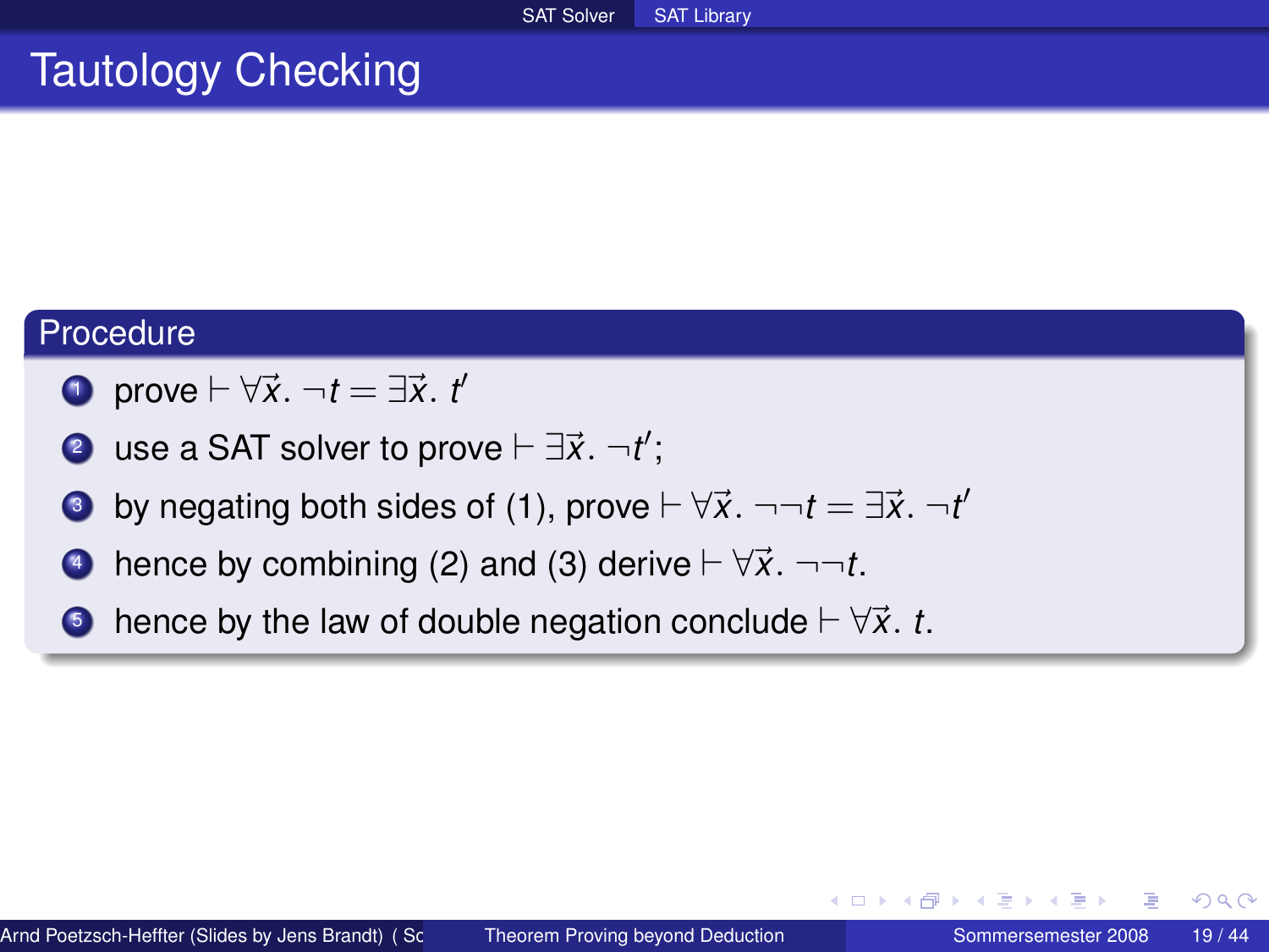# Tautology Checking

## Procedure

1. prove $\vdash \forall \vec{x}.\ \neg t = \exists \vec{x}.\ t'$
2. use a SAT solver to prove $\vdash \exists \vec{x}.\ \neg t'$;
3. by negating both sides of (1), prove $\vdash \forall \vec{x}.\ \neg\neg t = \exists \vec{x}.\ \neg t'$
4. hence by combining (2) and (3) derive $\vdash \forall \vec{x}.\ \neg\neg t$.
5. hence by the law of double negation conclude $\vdash \forall \vec{x}.\ t$.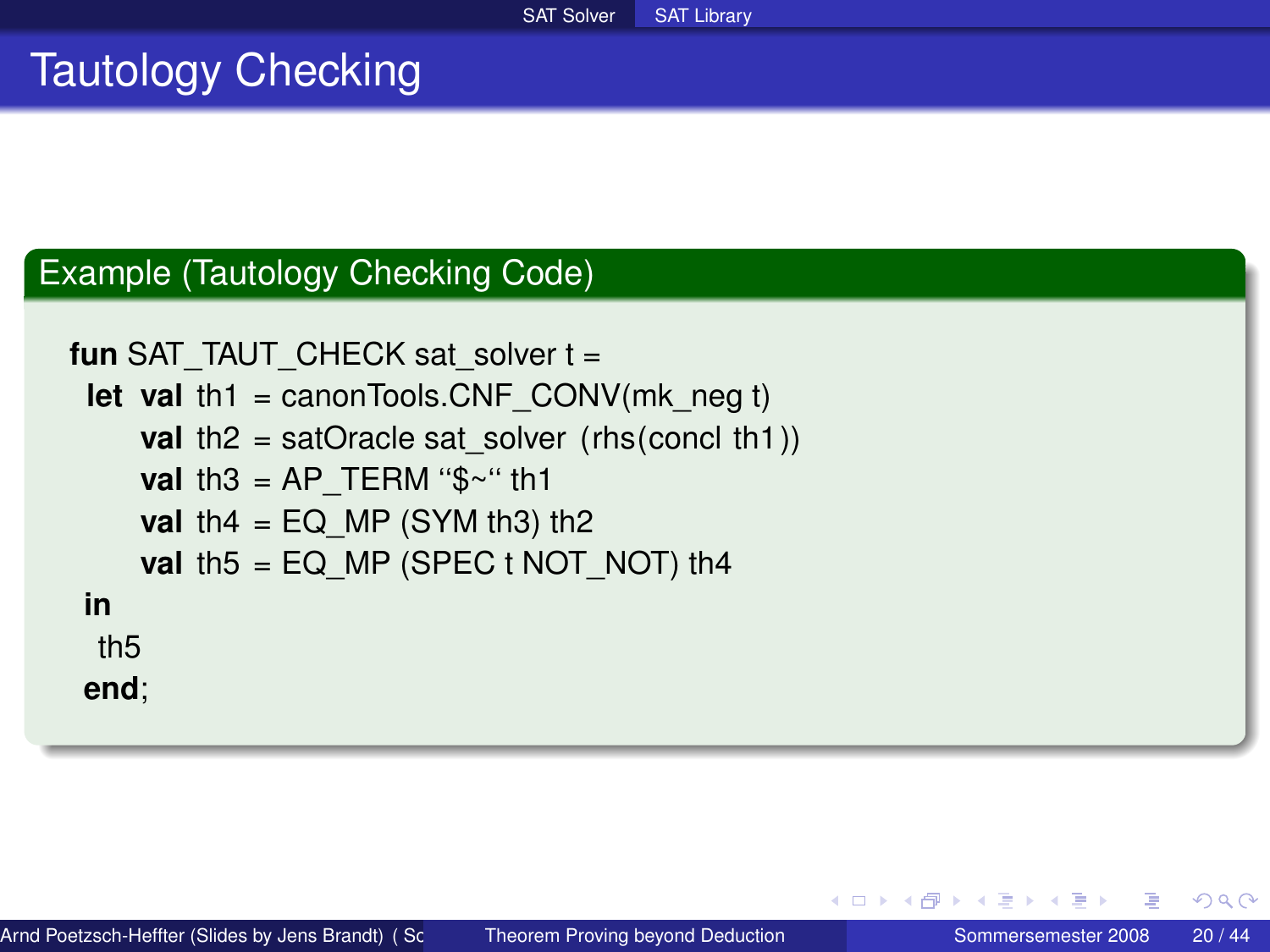# Tautology Checking

## Example (Tautology Checking Code)

```
fun SAT_TAUT_CHECK sat_solver t =
 let val th1 = canonTools.CNF_CONV(mk_neg t)
     val th2 = satOracle sat_solver (rhs(concl th1))
     val th3 = AP_TERM ‘‘$~‘‘ th1
     val th4 = EQ_MP (SYM th3) th2
     val th5 = EQ_MP (SPEC t NOT_NOT) th4
 in
  th5
 end;
```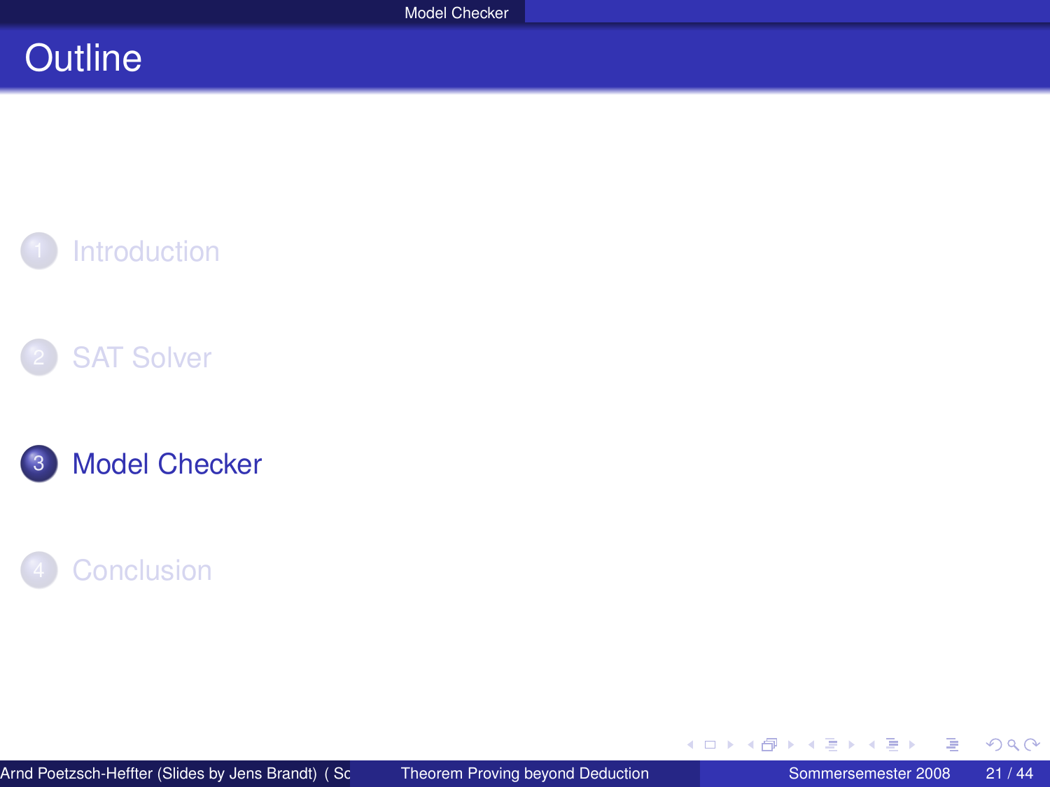# Outline

1. Introduction
2. SAT Solver
3. **Model Checker**
4. Conclusion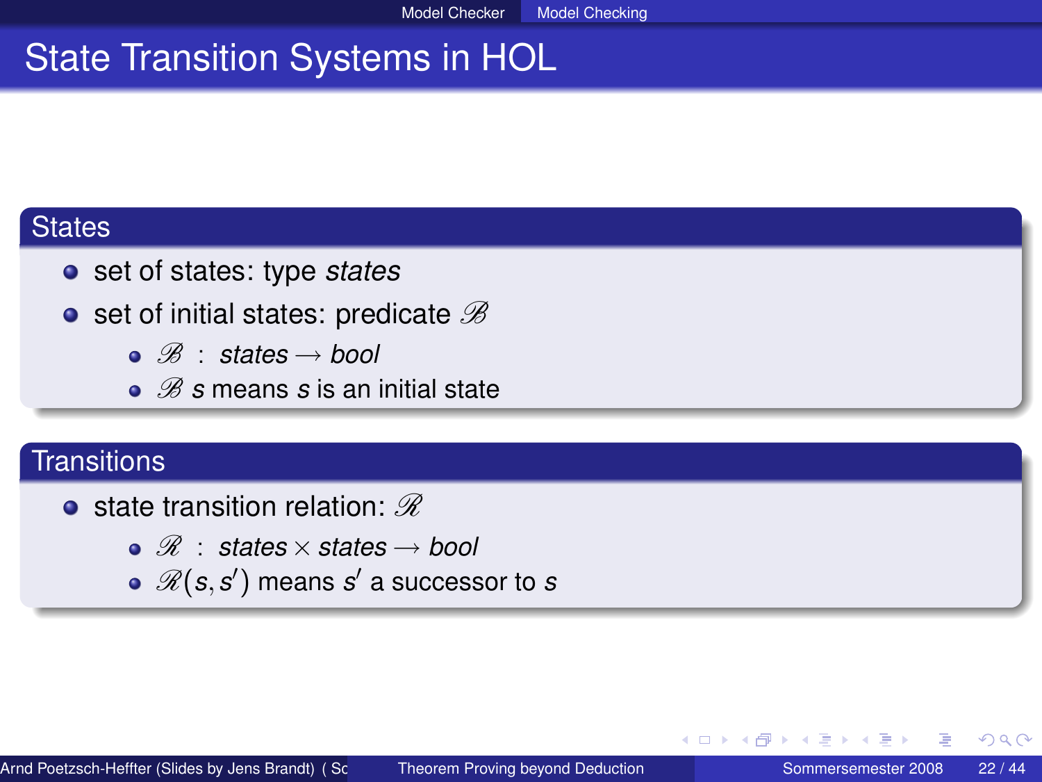# State Transition Systems in HOL

## States

- set of states: type *states*
- set of initial states: predicate $\mathscr{B}$
  - $\mathscr{B}$ : *states* $\longrightarrow$ *bool*
  - $\mathscr{B}\ s$ means $s$ is an initial state

## Transitions

- state transition relation: $\mathscr{R}$
  - $\mathscr{R}$ : *states* $\times$ *states* $\longrightarrow$ *bool*
  - $\mathscr{R}(s, s')$ means $s'$ a successor to $s$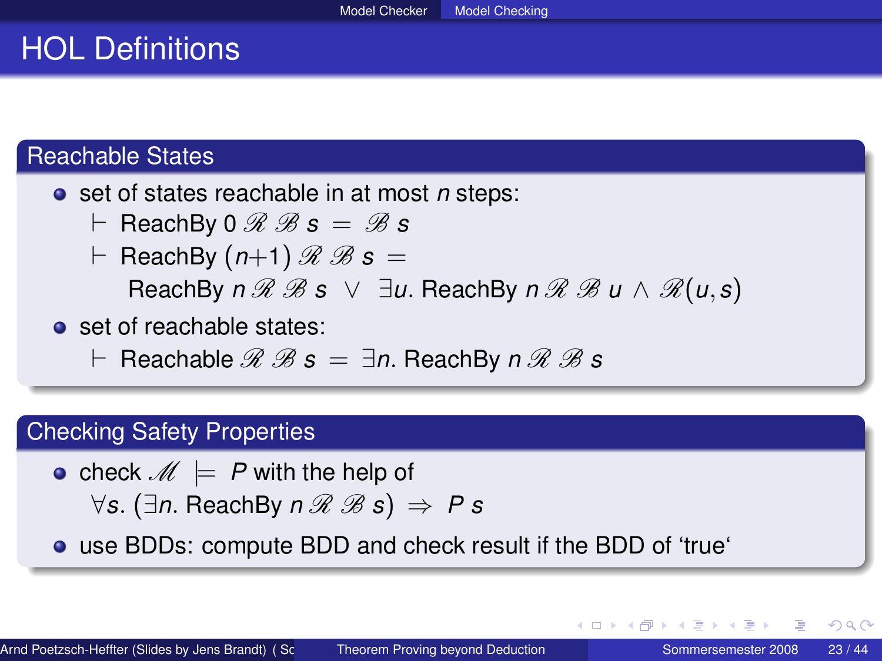# HOL Definitions

## Reachable States

- set of states reachable in at most $n$ steps:

  $\vdash$ ReachBy $0\ \mathscr{R}\ \mathscr{B}\ s\ =\ \mathscr{B}\ s$

  $\vdash$ ReachBy $(n+1)\ \mathscr{R}\ \mathscr{B}\ s\ =$

  ReachBy $n\ \mathscr{R}\ \mathscr{B}\ s\ \lor\ \exists u.$ ReachBy $n\ \mathscr{R}\ \mathscr{B}\ u \land \mathscr{R}(u, s)$

- set of reachable states:

  $\vdash$ Reachable $\mathscr{R}\ \mathscr{B}\ s\ =\ \exists n.$ ReachBy $n\ \mathscr{R}\ \mathscr{B}\ s$

## Checking Safety Properties

- check $\mathscr{M}\ \models\ P$ with the help of

  $\forall s.\ (\exists n.$ ReachBy $n\ \mathscr{R}\ \mathscr{B}\ s)\ \Rightarrow\ P\ s$

- use BDDs: compute BDD and check result if the BDD of 'true'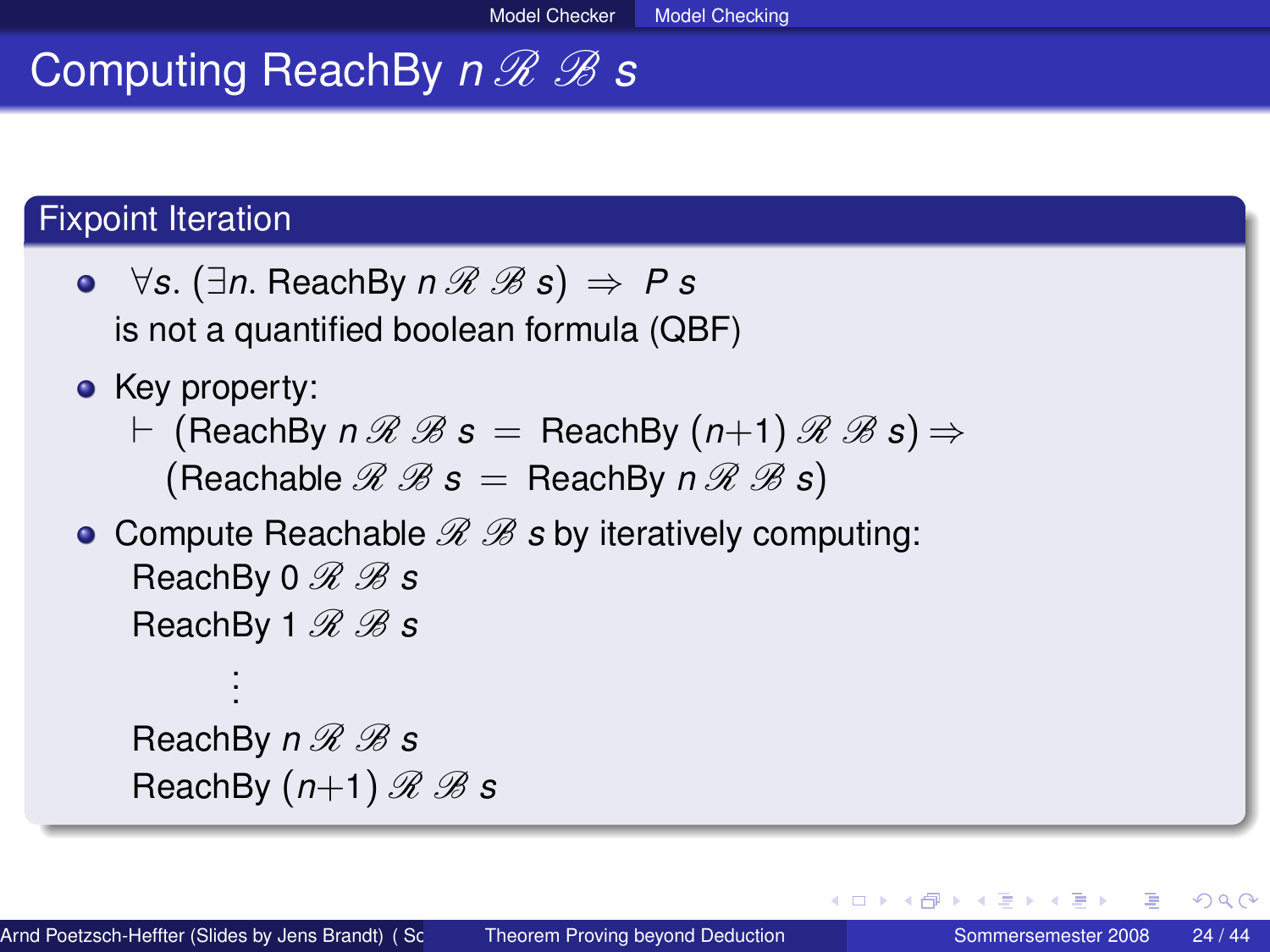# Computing ReachBy $n\ \mathscr{R}\ \mathscr{B}\ s$

## Fixpoint Iteration

- $\forall s.\ (\exists n.\ \text{ReachBy}\ n\ \mathscr{R}\ \mathscr{B}\ s) \Rightarrow P\ s$
  is not a quantified boolean formula (QBF)
- Key property:
  $\vdash$ (ReachBy $n\ \mathscr{R}\ \mathscr{B}\ s$ = ReachBy $(n{+}1)\ \mathscr{R}\ \mathscr{B}\ s$) $\Rightarrow$
  (Reachable $\mathscr{R}\ \mathscr{B}\ s$ = ReachBy $n\ \mathscr{R}\ \mathscr{B}\ s$)
- Compute Reachable $\mathscr{R}\ \mathscr{B}\ s$ by iteratively computing:
  ReachBy $0\ \mathscr{R}\ \mathscr{B}\ s$
  ReachBy $1\ \mathscr{R}\ \mathscr{B}\ s$
  $\vdots$
  ReachBy $n\ \mathscr{R}\ \mathscr{B}\ s$
  ReachBy $(n{+}1)\ \mathscr{R}\ \mathscr{B}\ s$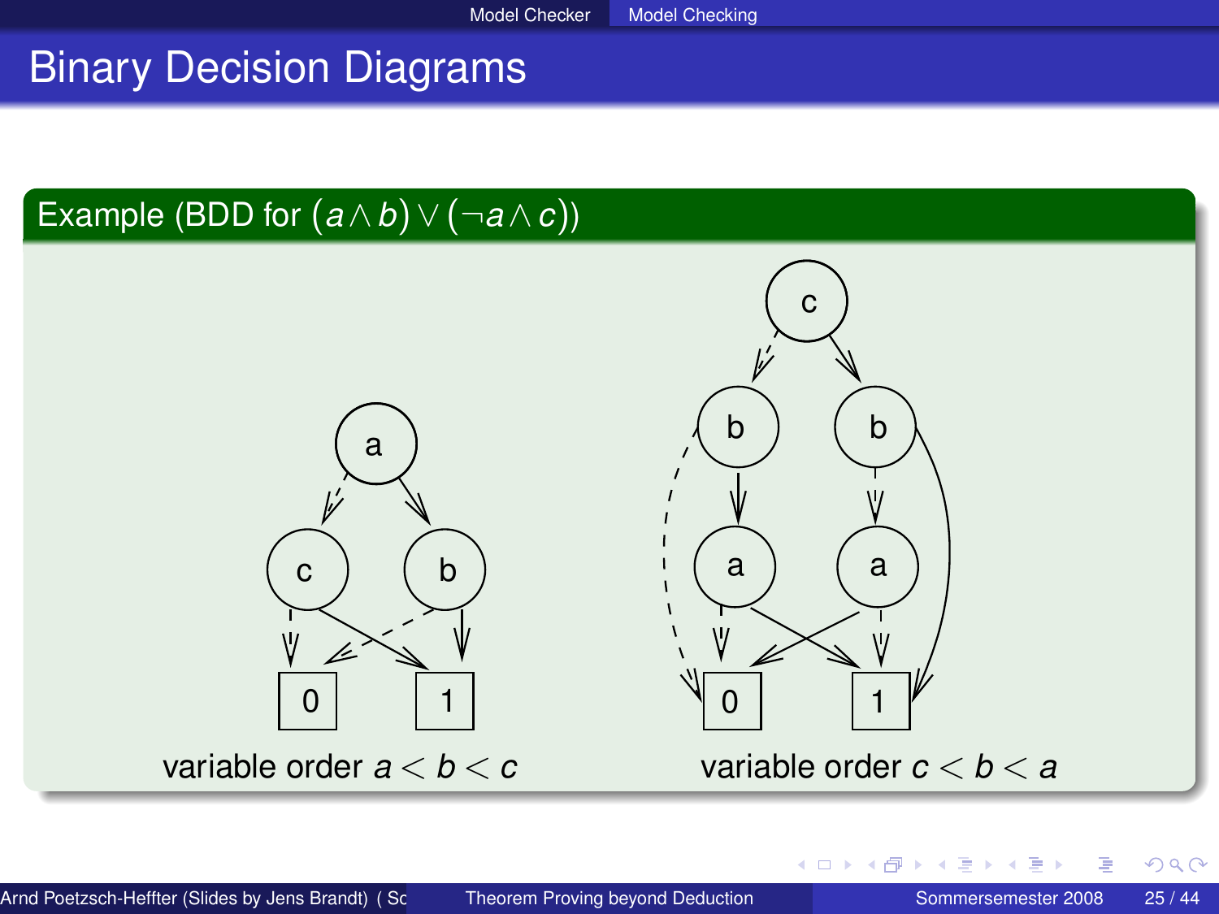# Binary Decision Diagrams

## Example (BDD for $(a \wedge b) \vee (\neg a \wedge c)$)

variable order $a < b < c$

variable order $c < b < a$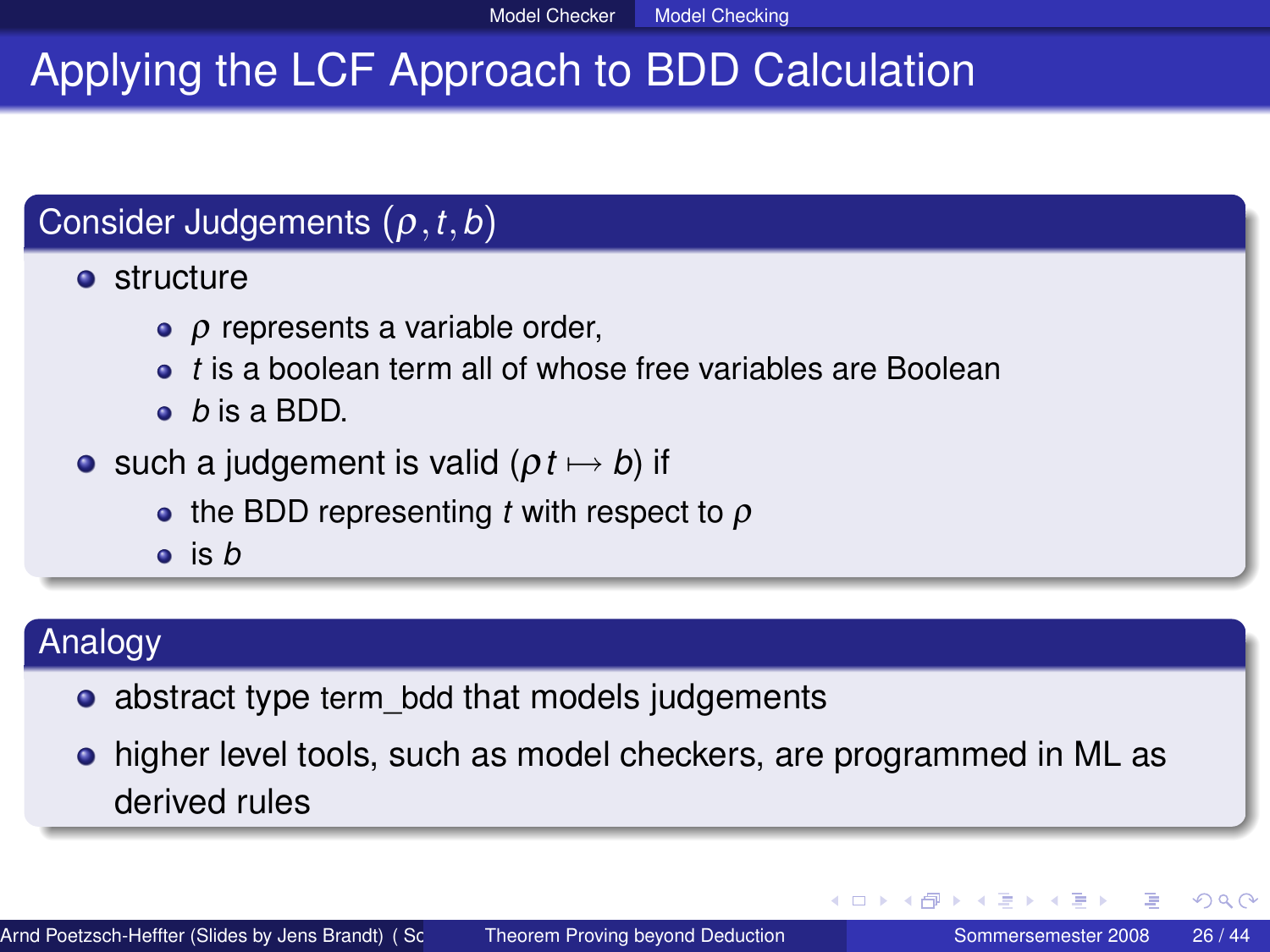# Applying the LCF Approach to BDD Calculation

## Consider Judgements $(\rho, t, b)$

- structure
  - $\rho$ represents a variable order,
  - $t$ is a boolean term all of whose free variables are Boolean
  - $b$ is a BDD.
- such a judgement is valid ($\rho\, t \mapsto b$) if
  - the BDD representing $t$ with respect to $\rho$
  - is $b$

## Analogy

- abstract type term_bdd that models judgements
- higher level tools, such as model checkers, are programmed in ML as derived rules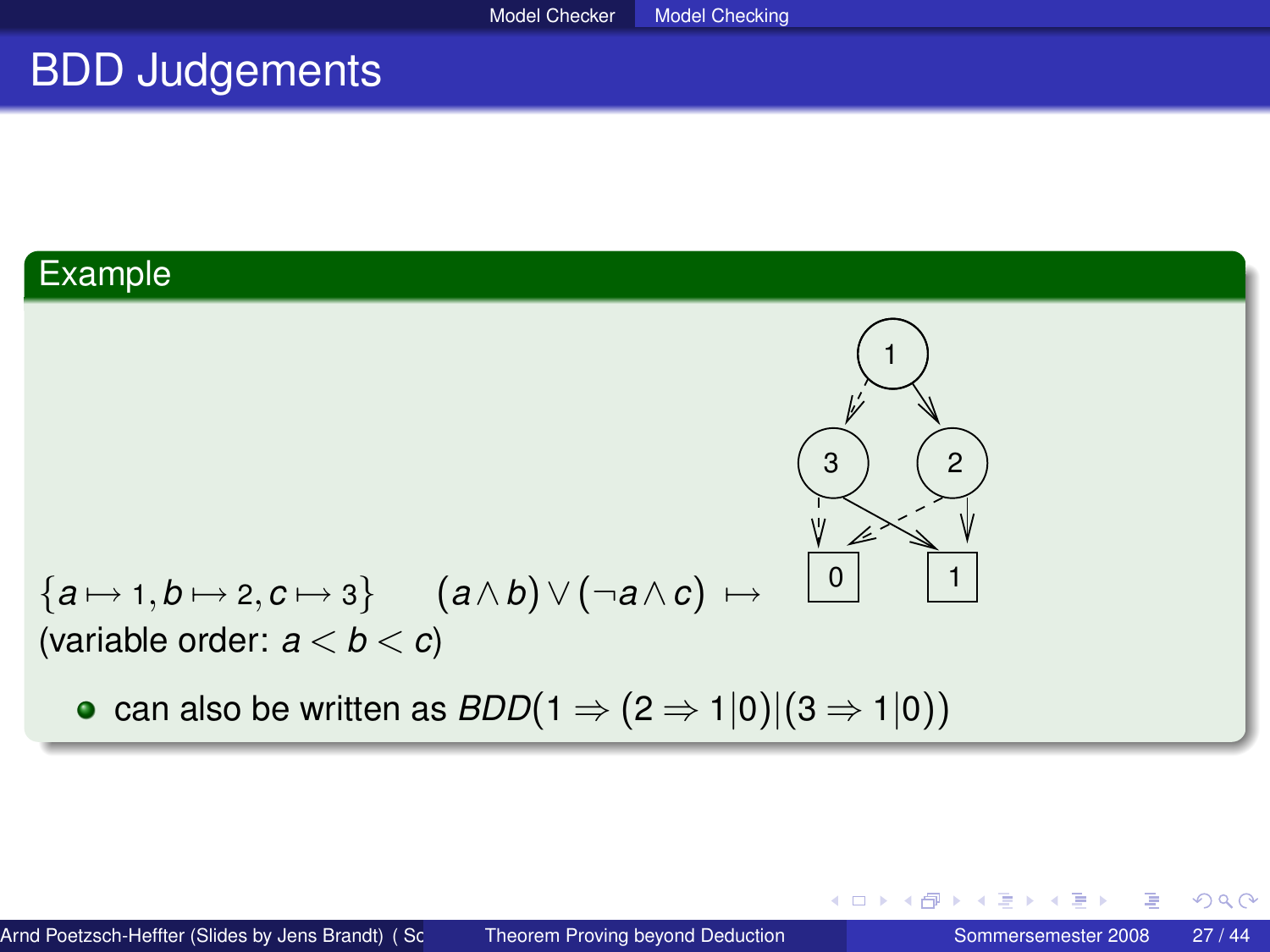# BDD Judgements

## Example

$\{a \mapsto 1, b \mapsto 2, c \mapsto 3\}$ $\quad (a \wedge b) \vee (\neg a \wedge c) \mapsto$

(variable order: $a < b < c$)

- can also be written as $BDD(1 \Rightarrow (2 \Rightarrow 1|0)|(3 \Rightarrow 1|0))$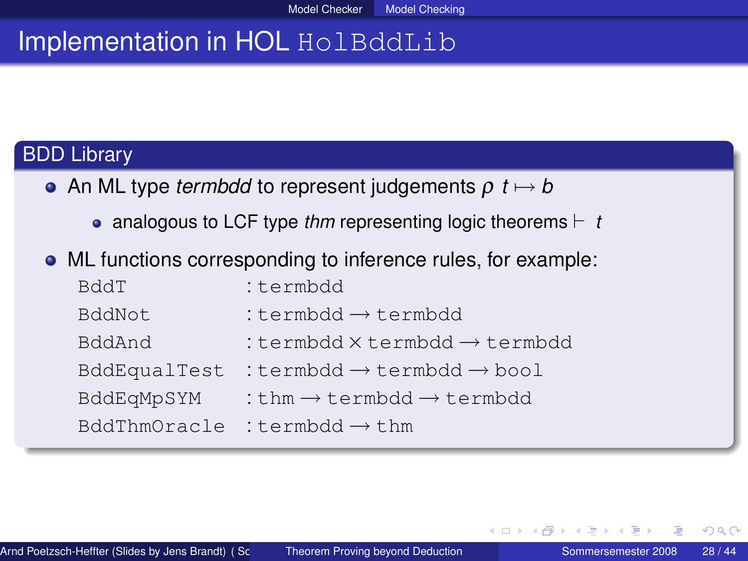# Implementation in HOL `HolBddLib`

## BDD Library

- An ML type *termbdd* to represent judgements $\rho \ t \mapsto b$
  - analogous to LCF type *thm* representing logic theorems $\vdash \ t$
- ML functions corresponding to inference rules, for example:

```
BddT          : termbdd
BddNot        : termbdd → termbdd
BddAnd        : termbdd × termbdd → termbdd
BddEqualTest  : termbdd → termbdd → bool
BddEqMpSYM    : thm → termbdd → termbdd
BddThmOracle  : termbdd → thm
```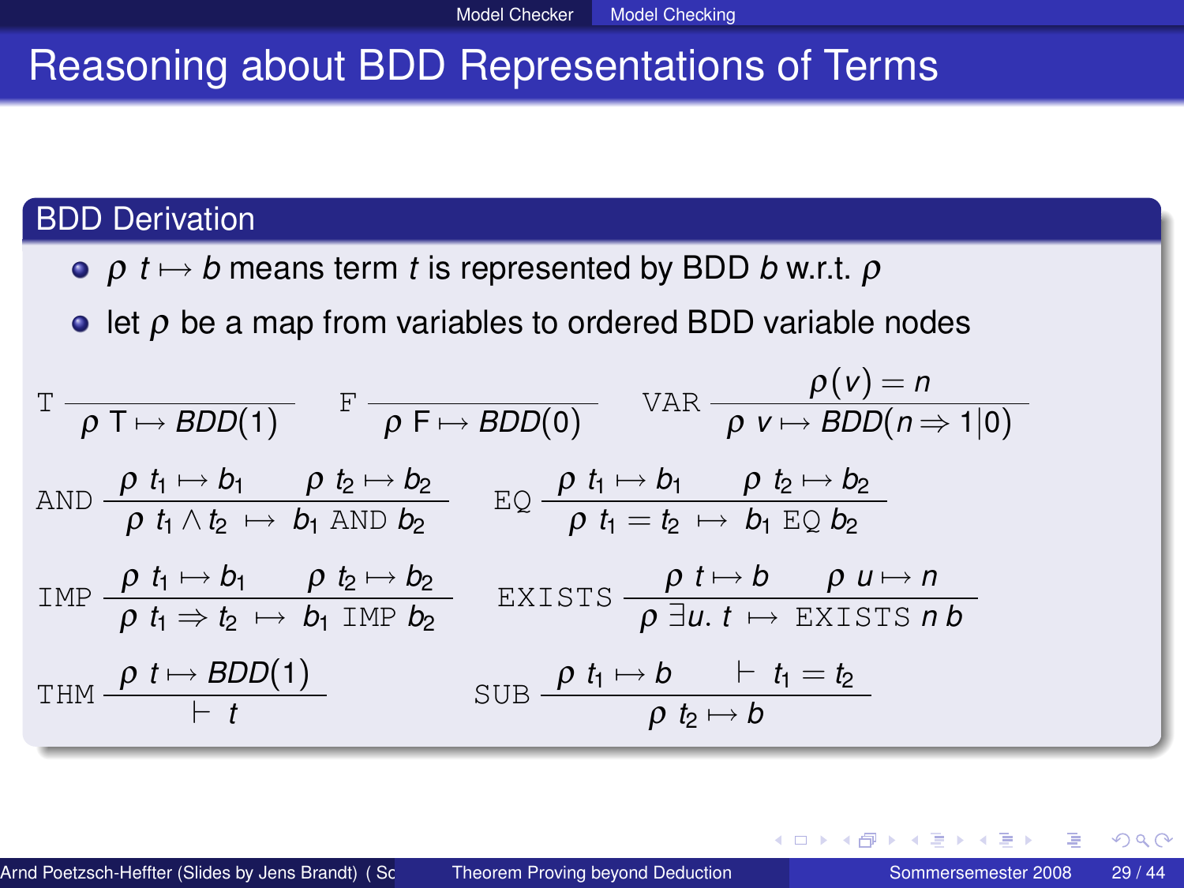# Reasoning about BDD Representations of Terms

## BDD Derivation

- $\rho\ t \mapsto b$ means term $t$ is represented by BDD $b$ w.r.t. $\rho$
- let $\rho$ be a map from variables to ordered BDD variable nodes

$$\texttt{T}\ \frac{}{\rho\ \mathrm{T} \mapsto BDD(1)} \qquad \texttt{F}\ \frac{}{\rho\ \mathrm{F} \mapsto BDD(0)} \qquad \texttt{VAR}\ \frac{\rho(v) = n}{\rho\ v \mapsto BDD(n \Rightarrow 1|0)}$$

$$\texttt{AND}\ \frac{\rho\ t_1 \mapsto b_1 \qquad \rho\ t_2 \mapsto b_2}{\rho\ t_1 \wedge t_2\ \mapsto\ b_1\ \texttt{AND}\ b_2} \qquad \texttt{EQ}\ \frac{\rho\ t_1 \mapsto b_1 \qquad \rho\ t_2 \mapsto b_2}{\rho\ t_1 = t_2\ \mapsto\ b_1\ \texttt{EQ}\ b_2}$$

$$\texttt{IMP}\ \frac{\rho\ t_1 \mapsto b_1 \qquad \rho\ t_2 \mapsto b_2}{\rho\ t_1 \Rightarrow t_2\ \mapsto\ b_1\ \texttt{IMP}\ b_2} \qquad \texttt{EXISTS}\ \frac{\rho\ t \mapsto b \qquad \rho\ u \mapsto n}{\rho\ \exists u.\ t\ \mapsto\ \texttt{EXISTS}\ n\ b}$$

$$\texttt{THM}\ \frac{\rho\ t \mapsto BDD(1)}{\vdash\ t} \qquad \texttt{SUB}\ \frac{\rho\ t_1 \mapsto b \qquad \vdash\ t_1 = t_2}{\rho\ t_2 \mapsto b}$$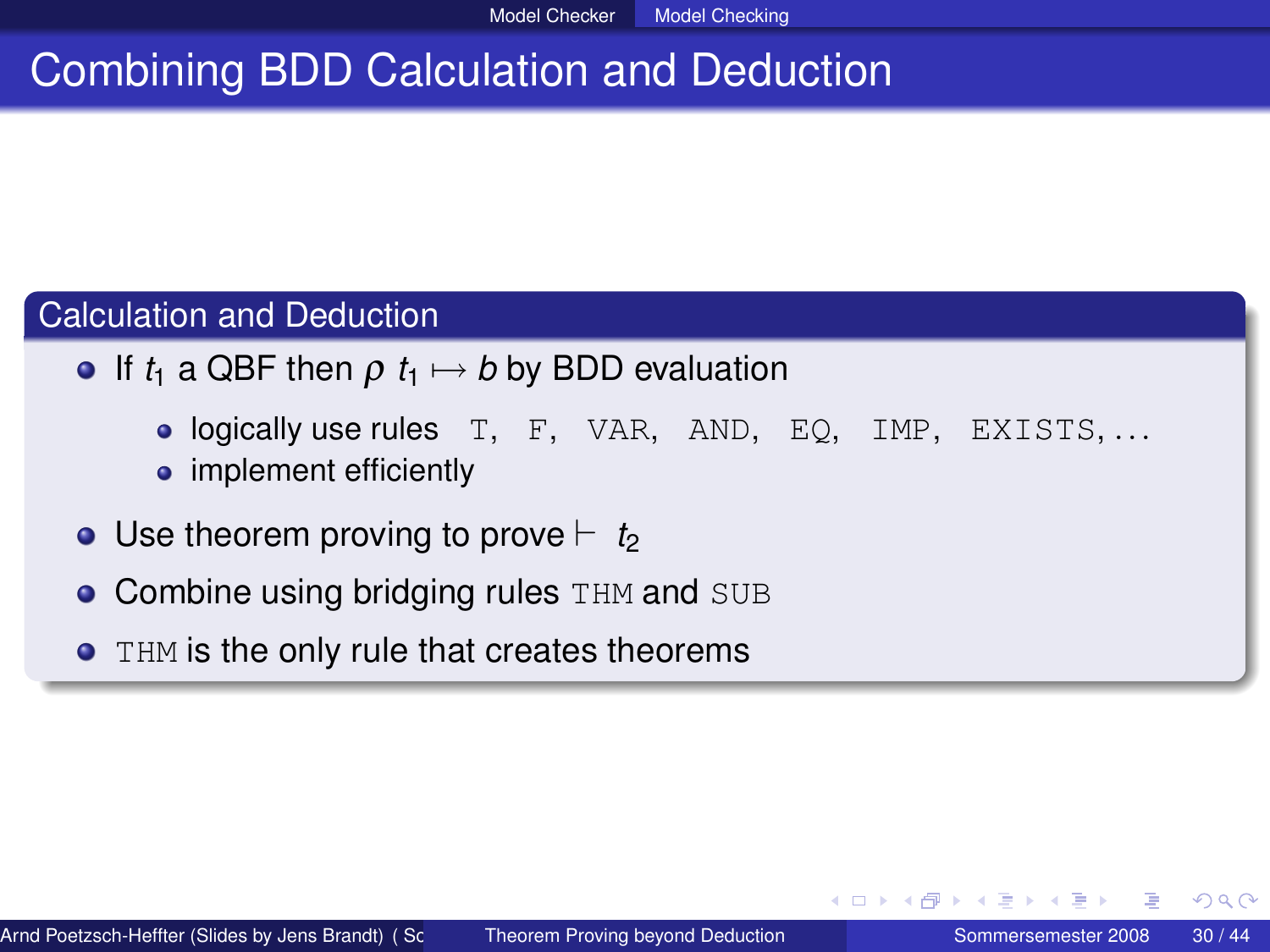# Combining BDD Calculation and Deduction

## Calculation and Deduction

- If $t_1$ a QBF then $\rho\ t_1 \mapsto b$ by BDD evaluation
  - logically use rules `T`, `F`, `VAR`, `AND`, `EQ`, `IMP`, `EXISTS`, ...
  - implement efficiently
- Use theorem proving to prove $\vdash\ t_2$
- Combine using bridging rules `THM` and `SUB`
- `THM` is the only rule that creates theorems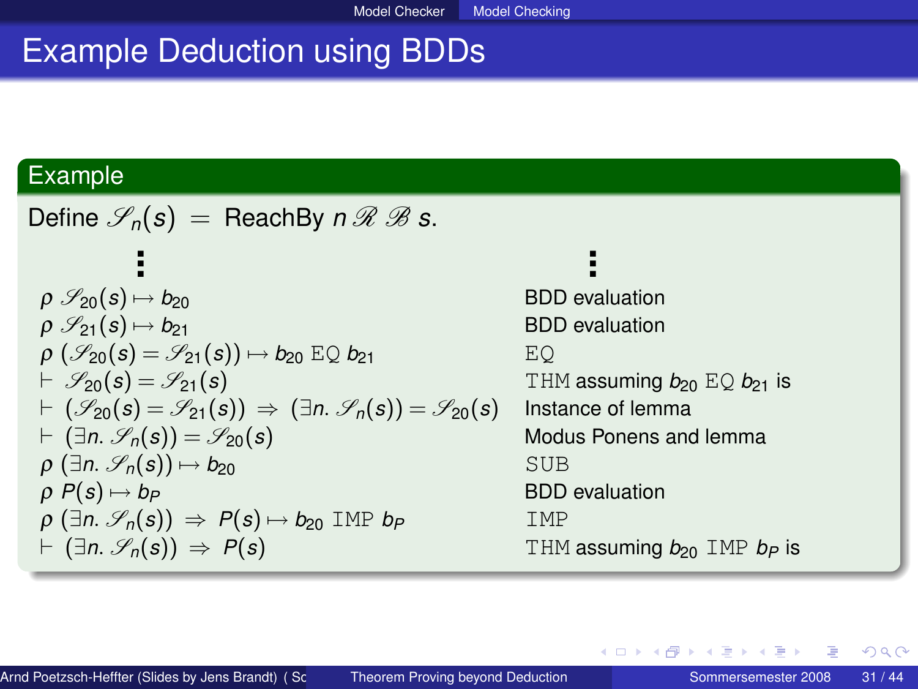# Example Deduction using BDDs

## Example

Define $\mathscr{S}_n(s) \;=\;$ ReachBy $n\ \mathscr{R}\ \mathscr{B}\ s$.

| Step | Justification |
|---|---|
| ⋮ | ⋮ |
| $\rho\ \mathscr{S}_{20}(s) \mapsto b_{20}$ | BDD evaluation |
| $\rho\ \mathscr{S}_{21}(s) \mapsto b_{21}$ | BDD evaluation |
| $\rho\ (\mathscr{S}_{20}(s) = \mathscr{S}_{21}(s)) \mapsto b_{20}\ \mathtt{EQ}\ b_{21}$ | $\mathtt{EQ}$ |
| $\vdash\ \mathscr{S}_{20}(s) = \mathscr{S}_{21}(s)$ | $\mathtt{THM}$ assuming $b_{20}\ \mathtt{EQ}\ b_{21}$ is |
| $\vdash\ (\mathscr{S}_{20}(s) = \mathscr{S}_{21}(s)) \Rightarrow (\exists n.\ \mathscr{S}_n(s)) = \mathscr{S}_{20}(s)$ | Instance of lemma |
| $\vdash\ (\exists n.\ \mathscr{S}_n(s)) = \mathscr{S}_{20}(s)$ | Modus Ponens and lemma |
| $\rho\ (\exists n.\ \mathscr{S}_n(s)) \mapsto b_{20}$ | $\mathtt{SUB}$ |
| $\rho\ P(s) \mapsto b_P$ | BDD evaluation |
| $\rho\ (\exists n.\ \mathscr{S}_n(s)) \Rightarrow P(s) \mapsto b_{20}\ \mathtt{IMP}\ b_P$ | $\mathtt{IMP}$ |
| $\vdash\ (\exists n.\ \mathscr{S}_n(s)) \Rightarrow P(s)$ | $\mathtt{THM}$ assuming $b_{20}\ \mathtt{IMP}\ b_P$ is |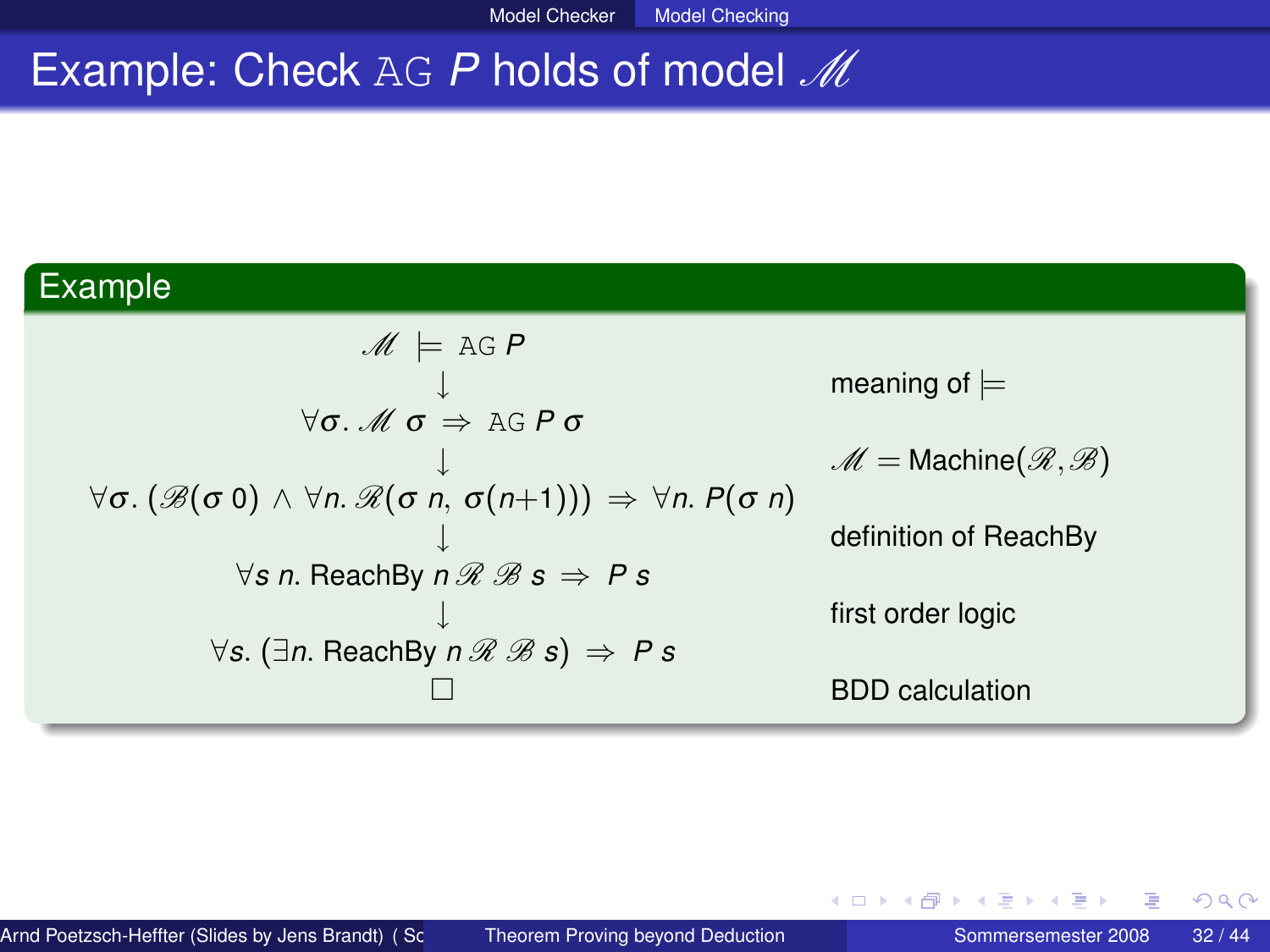# Example: Check $\texttt{AG}\ P$ holds of model $\mathscr{M}$

## Example

$$\mathscr{M} \models \texttt{AG}\ P$$

$$\downarrow \qquad \text{meaning of} \models$$

$$\forall \sigma.\ \mathscr{M}\ \sigma \ \Rightarrow\ \texttt{AG}\ P\ \sigma$$

$$\downarrow \qquad \mathscr{M} = \text{Machine}(\mathscr{R}, \mathscr{B})$$

$$\forall \sigma.\ (\mathscr{B}(\sigma\ 0)\ \wedge\ \forall n.\ \mathscr{R}(\sigma\ n,\ \sigma(n{+}1)))\ \Rightarrow\ \forall n.\ P(\sigma\ n)$$

$$\downarrow \qquad \text{definition of ReachBy}$$

$$\forall s\ n.\ \text{ReachBy}\ n\ \mathscr{R}\ \mathscr{B}\ s\ \Rightarrow\ P\ s$$

$$\downarrow \qquad \text{first order logic}$$

$$\forall s.\ (\exists n.\ \text{ReachBy}\ n\ \mathscr{R}\ \mathscr{B}\ s)\ \Rightarrow\ P\ s$$

$$\square \qquad \text{BDD calculation}$$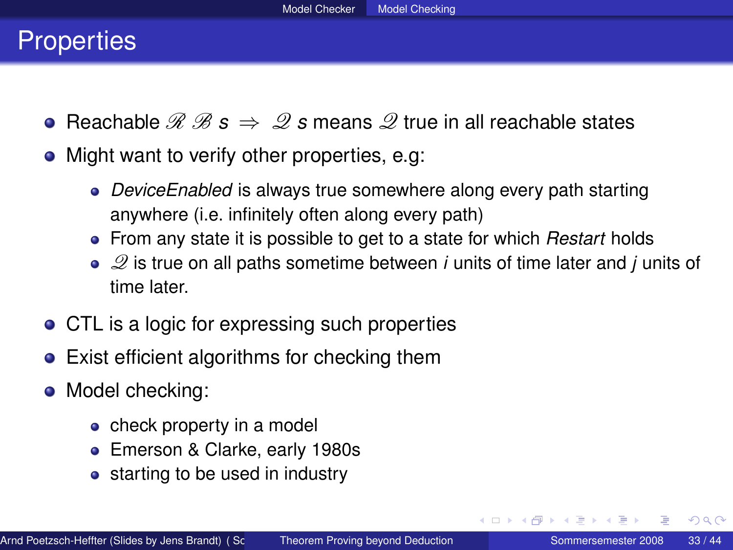# Properties

- Reachable $\mathscr{R}$ $\mathscr{B}$ $s$ $\Rightarrow$ $\mathscr{Q}$ $s$ means $\mathscr{Q}$ true in all reachable states
- Might want to verify other properties, e.g:
  - *DeviceEnabled* is always true somewhere along every path starting anywhere (i.e. infinitely often along every path)
  - From any state it is possible to get to a state for which *Restart* holds
  - $\mathscr{Q}$ is true on all paths sometime between $i$ units of time later and $j$ units of time later.
- CTL is a logic for expressing such properties
- Exist efficient algorithms for checking them
- Model checking:
  - check property in a model
  - Emerson & Clarke, early 1980s
  - starting to be used in industry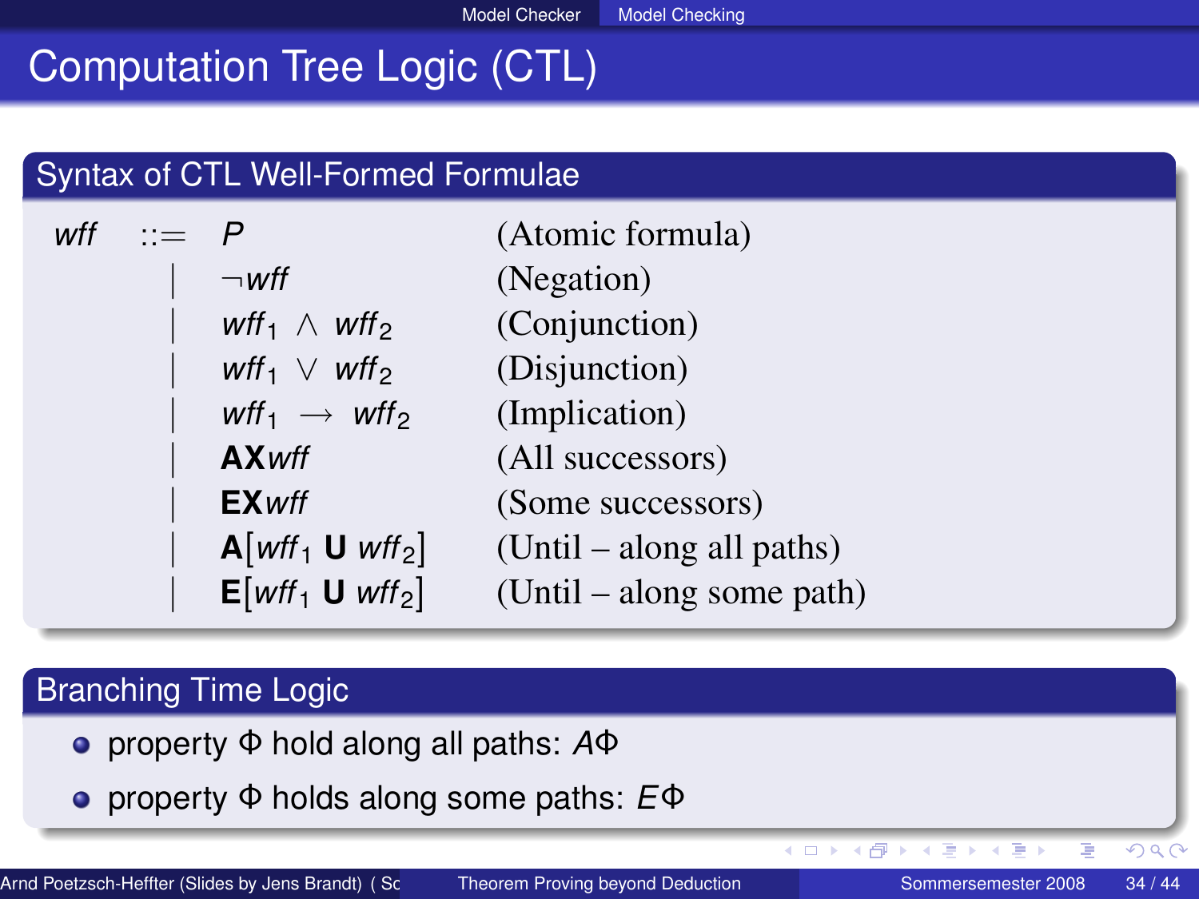# Computation Tree Logic (CTL)

## Syntax of CTL Well-Formed Formulae

| | | | |
|---|---|---|---|
| *wff* | ::= | $P$ | (Atomic formula) |
| | \| | $\neg wff$ | (Negation) |
| | \| | $wff_1 \wedge wff_2$ | (Conjunction) |
| | \| | $wff_1 \vee wff_2$ | (Disjunction) |
| | \| | $wff_1 \rightarrow wff_2$ | (Implication) |
| | \| | $\mathbf{AX}wff$ | (All successors) |
| | \| | $\mathbf{EX}wff$ | (Some successors) |
| | \| | $\mathbf{A}[wff_1 \mathbf{\ U\ } wff_2]$ | (Until – along all paths) |
| | \| | $\mathbf{E}[wff_1 \mathbf{\ U\ } wff_2]$ | (Until – along some path) |

## Branching Time Logic

- property $\Phi$ hold along all paths: $A\Phi$
- property $\Phi$ holds along some paths: $E\Phi$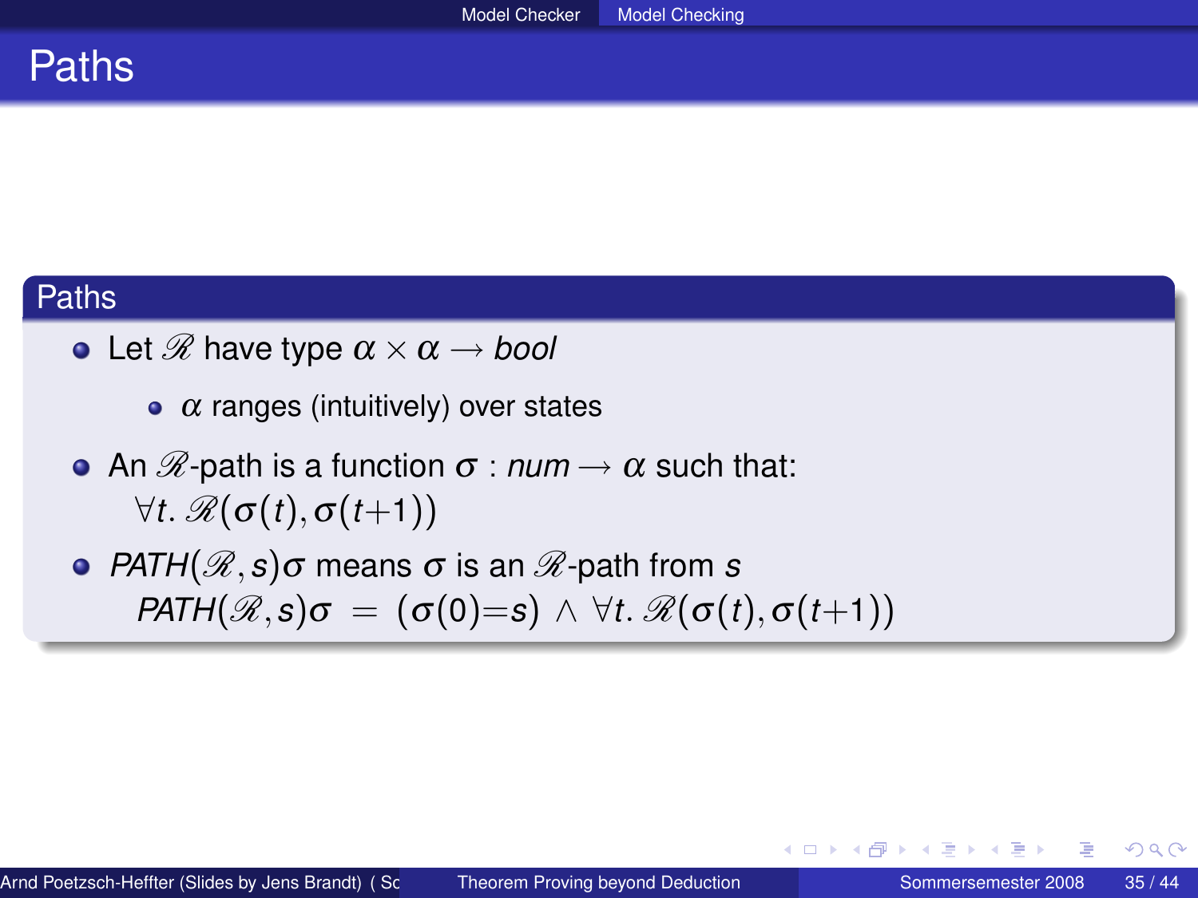# Paths

## Paths

- Let $\mathscr{R}$ have type $\alpha \times \alpha \longrightarrow \mathit{bool}$
  - $\alpha$ ranges (intuitively) over states
- An $\mathscr{R}$-path is a function $\sigma : \mathit{num} \longrightarrow \alpha$ such that:
  $\forall t.\ \mathscr{R}(\sigma(t), \sigma(t+1))$
- $\mathit{PATH}(\mathscr{R}, s)\sigma$ means $\sigma$ is an $\mathscr{R}$-path from $s$
  $\mathit{PATH}(\mathscr{R}, s)\sigma \ = \ (\sigma(0){=}s) \wedge \forall t.\ \mathscr{R}(\sigma(t), \sigma(t+1))$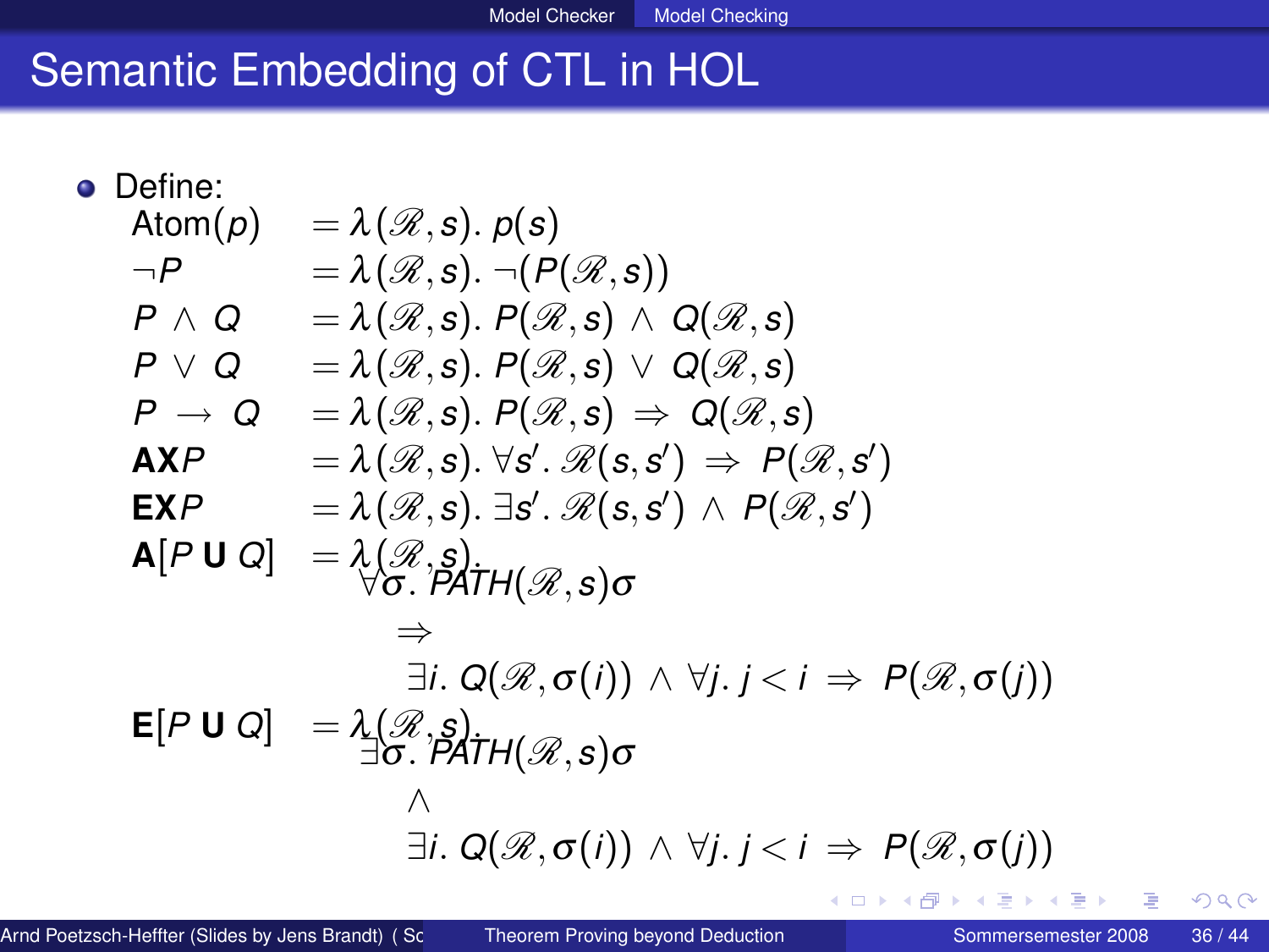# Semantic Embedding of CTL in HOL

- Define:

$$
\begin{aligned}
\text{Atom}(p) &= \lambda(\mathscr{R}, s).\ p(s) \\
\neg P &= \lambda(\mathscr{R}, s).\ \neg(P(\mathscr{R}, s)) \\
P \wedge Q &= \lambda(\mathscr{R}, s).\ P(\mathscr{R}, s) \wedge Q(\mathscr{R}, s) \\
P \vee Q &= \lambda(\mathscr{R}, s).\ P(\mathscr{R}, s) \vee Q(\mathscr{R}, s) \\
P \rightarrow Q &= \lambda(\mathscr{R}, s).\ P(\mathscr{R}, s) \Rightarrow Q(\mathscr{R}, s) \\
\mathbf{AX}P &= \lambda(\mathscr{R}, s).\ \forall s'.\ \mathscr{R}(s, s') \Rightarrow P(\mathscr{R}, s') \\
\mathbf{EX}P &= \lambda(\mathscr{R}, s).\ \exists s'.\ \mathscr{R}(s, s') \wedge P(\mathscr{R}, s') \\
\mathbf{A}[P\ \mathbf{U}\ Q] &= \lambda(\mathscr{R}, s). \\
&\quad \forall \sigma.\ PATH(\mathscr{R}, s)\sigma \\
&\qquad \Rightarrow \\
&\qquad \exists i.\ Q(\mathscr{R}, \sigma(i)) \wedge \forall j.\ j < i \Rightarrow P(\mathscr{R}, \sigma(j)) \\
\mathbf{E}[P\ \mathbf{U}\ Q] &= \lambda(\mathscr{R}, s). \\
&\quad \exists \sigma.\ PATH(\mathscr{R}, s)\sigma \\
&\qquad \wedge \\
&\qquad \exists i.\ Q(\mathscr{R}, \sigma(i)) \wedge \forall j.\ j < i \Rightarrow P(\mathscr{R}, \sigma(j))
\end{aligned}
$$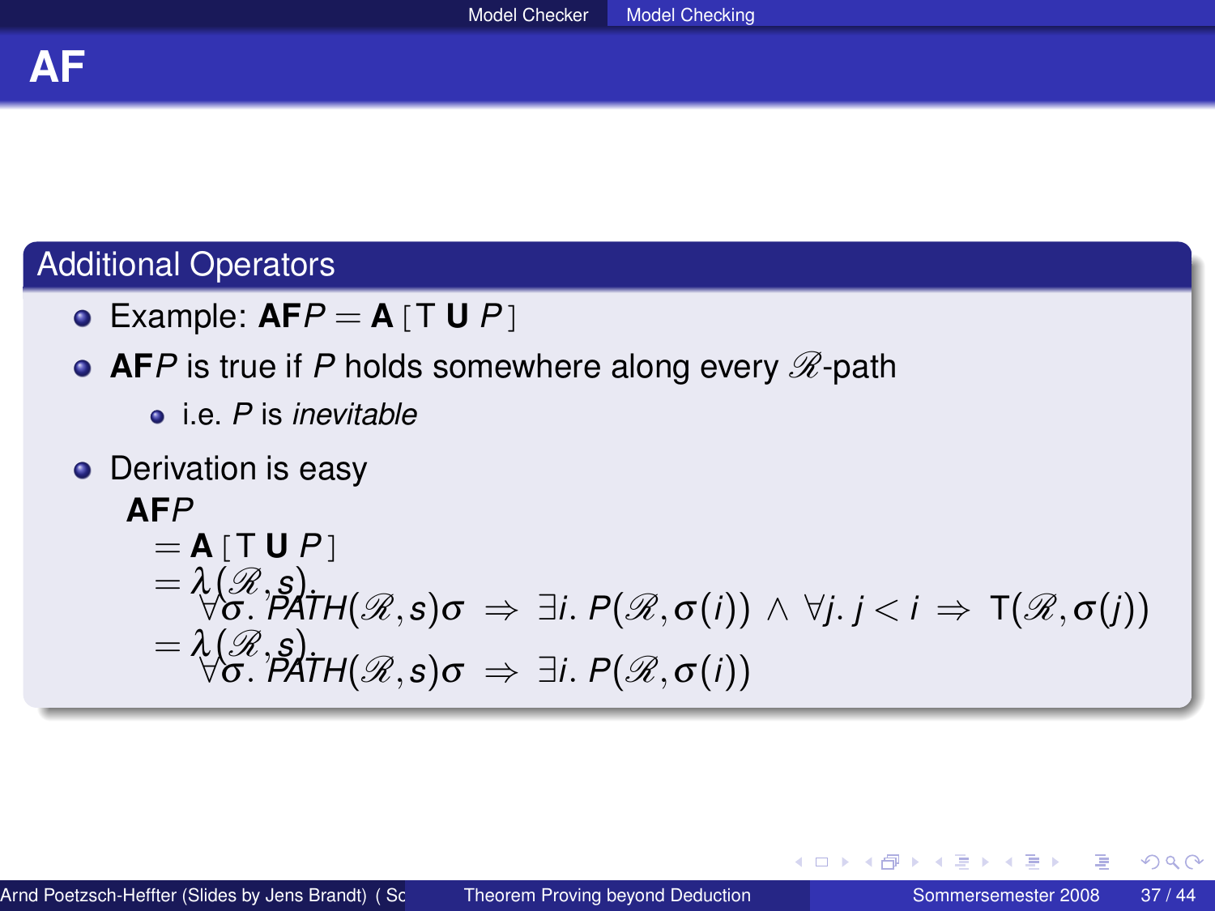# AF

## Additional Operators

- Example: $\mathbf{AF}P = \mathbf{A}\,[\top\ \mathbf{U}\ P]$
- $\mathbf{AF}P$ is true if $P$ holds somewhere along every $\mathscr{R}$-path
  - i.e. $P$ is *inevitable*
- Derivation is easy

$$
\begin{aligned}
&\mathbf{AF}P \\
&\quad = \mathbf{A}\,[\top\ \mathbf{U}\ P] \\
&\quad = \lambda(\mathscr{R},s).\ \forall\sigma.\ \mathit{PATH}(\mathscr{R},s)\sigma \Rightarrow \exists i.\ P(\mathscr{R},\sigma(i)) \wedge \forall j.\ j < i \Rightarrow \top(\mathscr{R},\sigma(j)) \\
&\quad = \lambda(\mathscr{R},s).\ \forall\sigma.\ \mathit{PATH}(\mathscr{R},s)\sigma \Rightarrow \exists i.\ P(\mathscr{R},\sigma(i))
\end{aligned}
$$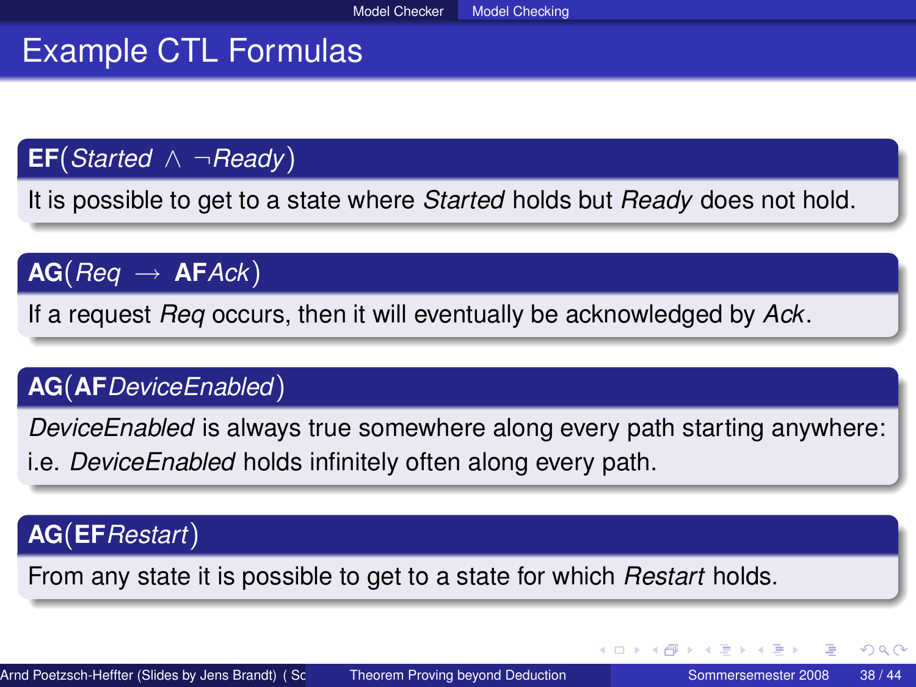# Example CTL Formulas

**$\mathbf{EF}(Started \wedge \neg Ready)$**

It is possible to get to a state where *Started* holds but *Ready* does not hold.

**$\mathbf{AG}(Req \rightarrow \mathbf{AF} Ack)$**

If a request *Req* occurs, then it will eventually be acknowledged by *Ack*.

**$\mathbf{AG}(\mathbf{AF} DeviceEnabled)$**

*DeviceEnabled* is always true somewhere along every path starting anywhere: i.e. *DeviceEnabled* holds infinitely often along every path.

**$\mathbf{AG}(\mathbf{EF} Restart)$**

From any state it is possible to get to a state for which *Restart* holds.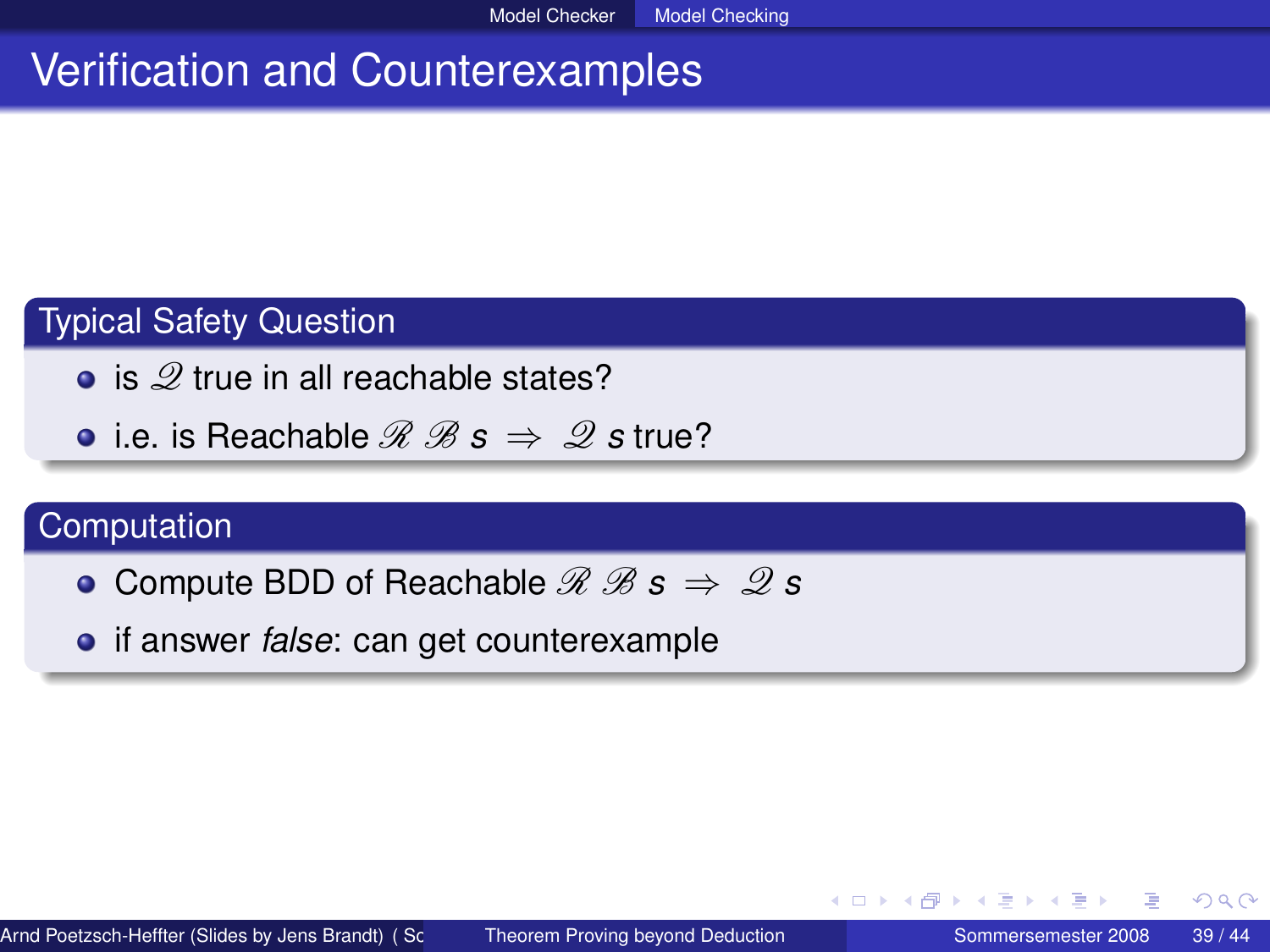# Verification and Counterexamples

## Typical Safety Question

- is $\mathscr{Q}$ true in all reachable states?
- i.e. is Reachable $\mathscr{R}\ \mathscr{B}\ s \Rightarrow \mathscr{Q}\ s$ true?

## Computation

- Compute BDD of Reachable $\mathscr{R}\ \mathscr{B}\ s \Rightarrow \mathscr{Q}\ s$
- if answer *false*: can get counterexample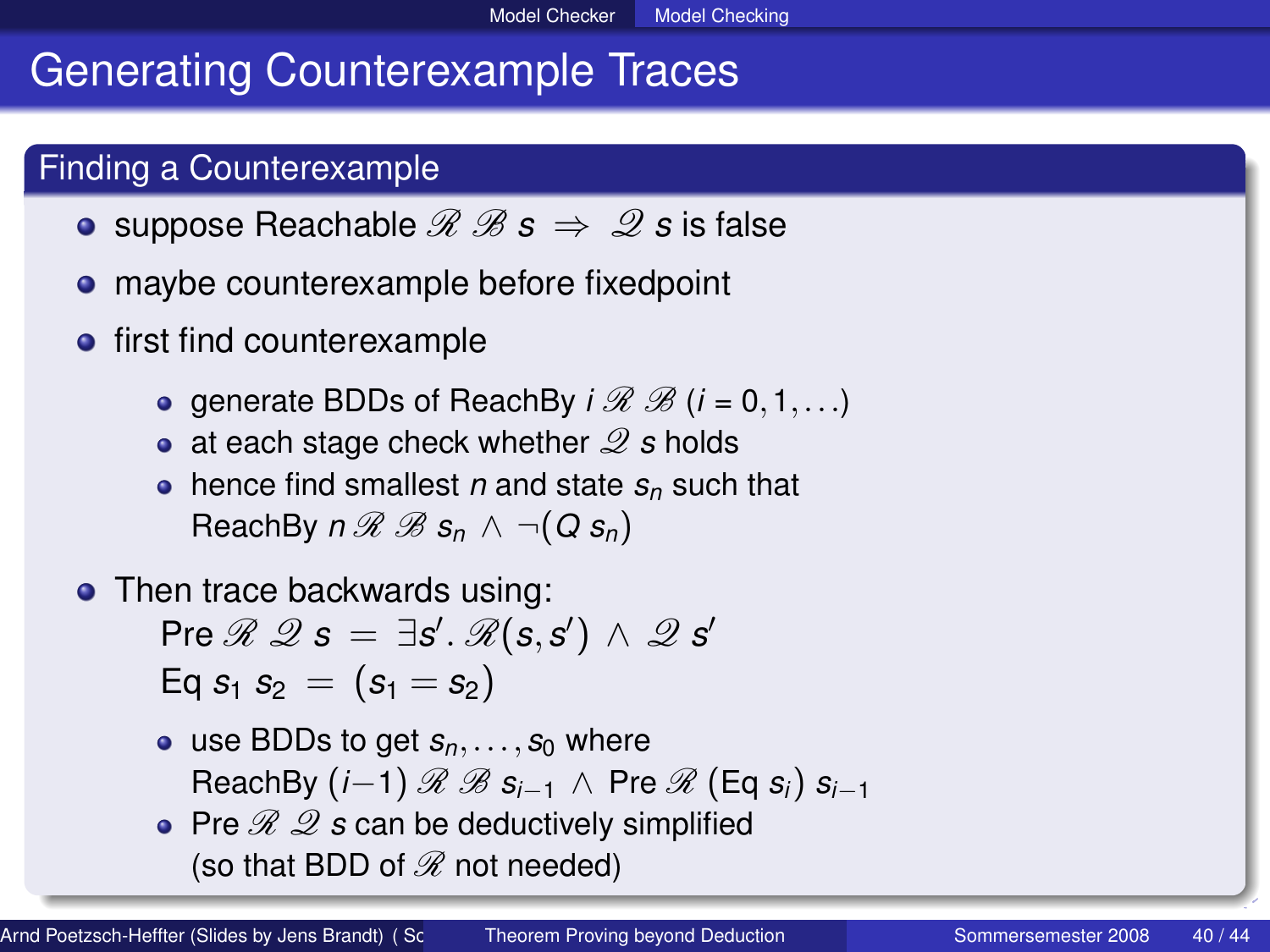# Generating Counterexample Traces

## Finding a Counterexample

- suppose Reachable $\mathscr{R}\ \mathscr{B}\ s \;\Rightarrow\; \mathscr{Q}\ s$ is false
- maybe counterexample before fixedpoint
- first find counterexample
  - generate BDDs of ReachBy $i\ \mathscr{R}\ \mathscr{B}$ ($i = 0, 1, \ldots$)
  - at each stage check whether $\mathscr{Q}\ s$ holds
  - hence find smallest $n$ and state $s_n$ such that ReachBy $n\ \mathscr{R}\ \mathscr{B}\ s_n \wedge \neg(Q\ s_n)$
- Then trace backwards using:

  $$\text{Pre}\ \mathscr{R}\ \mathscr{Q}\ s \;=\; \exists s'.\, \mathscr{R}(s, s') \wedge \mathscr{Q}\ s'$$

  $$\text{Eq}\ s_1\ s_2 \;=\; (s_1 = s_2)$$

  - use BDDs to get $s_n, \ldots, s_0$ where ReachBy $(i{-}1)\ \mathscr{R}\ \mathscr{B}\ s_{i-1} \wedge$ Pre $\mathscr{R}$ (Eq $s_i$) $s_{i-1}$
  - Pre $\mathscr{R}\ \mathscr{Q}\ s$ can be deductively simplified (so that BDD of $\mathscr{R}$ not needed)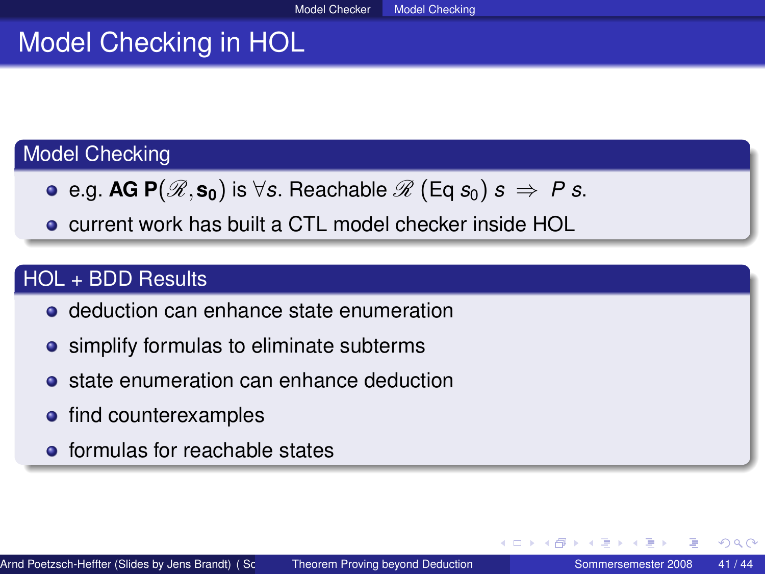# Model Checking in HOL

## Model Checking

- e.g. $\mathbf{AG\ P}(\mathscr{R}, \mathbf{s_0})$ is $\forall s.$ Reachable $\mathscr{R}$ (Eq $s_0$) $s \Rightarrow P\ s$.
- current work has built a CTL model checker inside HOL

## HOL + BDD Results

- deduction can enhance state enumeration
- simplify formulas to eliminate subterms
- state enumeration can enhance deduction
- find counterexamples
- formulas for reachable states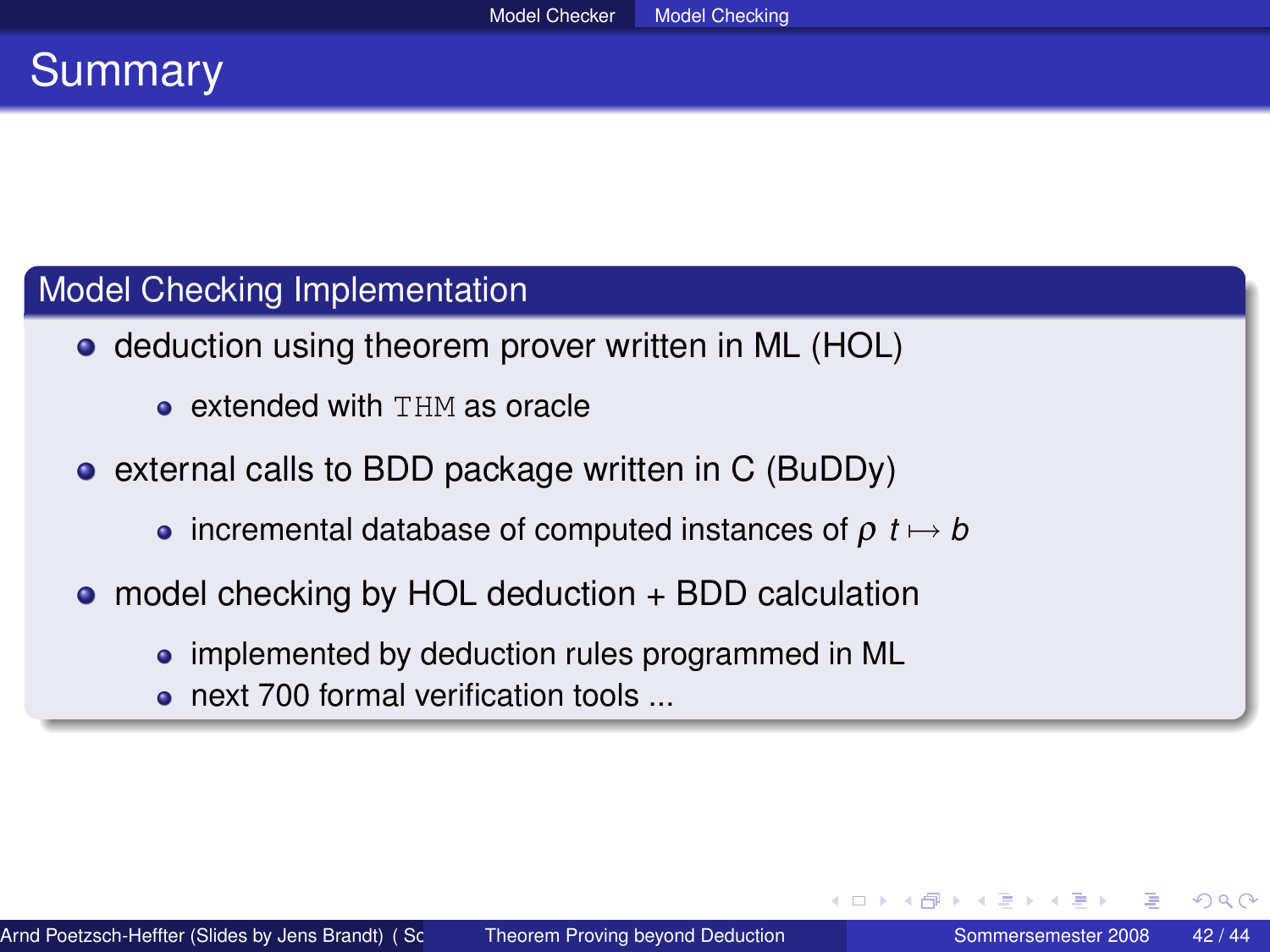# Summary

## Model Checking Implementation

- deduction using theorem prover written in ML (HOL)
  - extended with `THM` as oracle
- external calls to BDD package written in C (BuDDy)
  - incremental database of computed instances of $\rho\ t \mapsto b$
- model checking by HOL deduction + BDD calculation
  - implemented by deduction rules programmed in ML
  - next 700 formal verification tools ...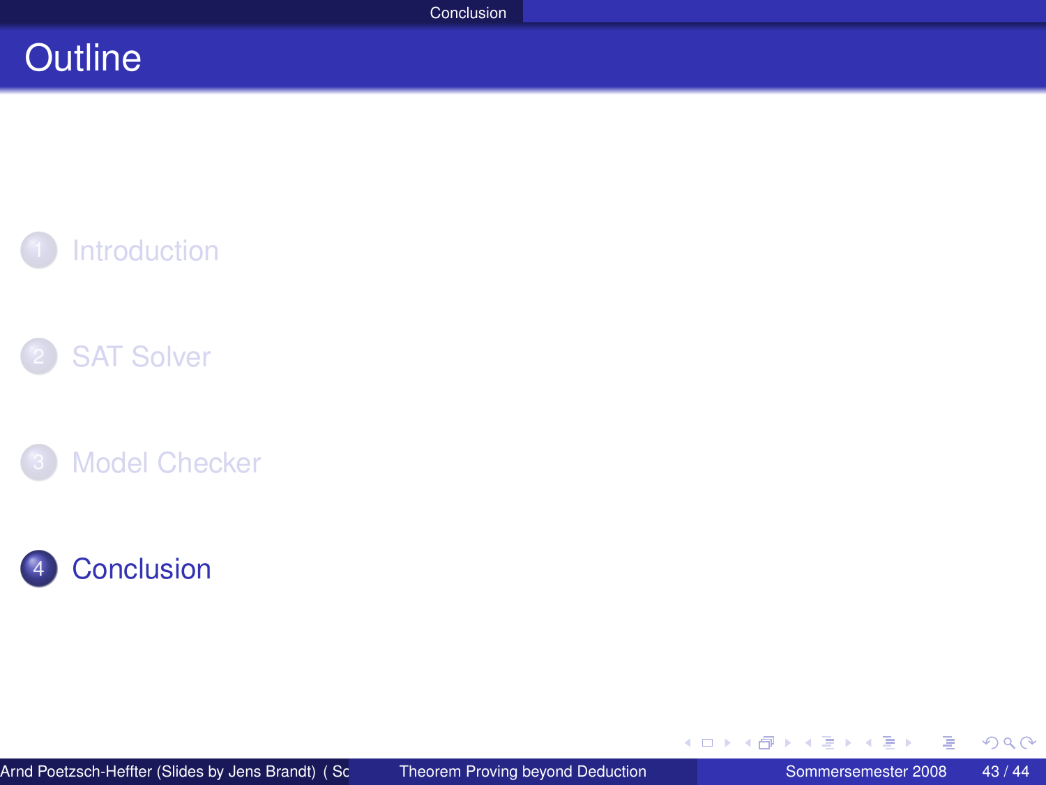# Outline

1. Introduction
2. SAT Solver
3. Model Checker
4. Conclusion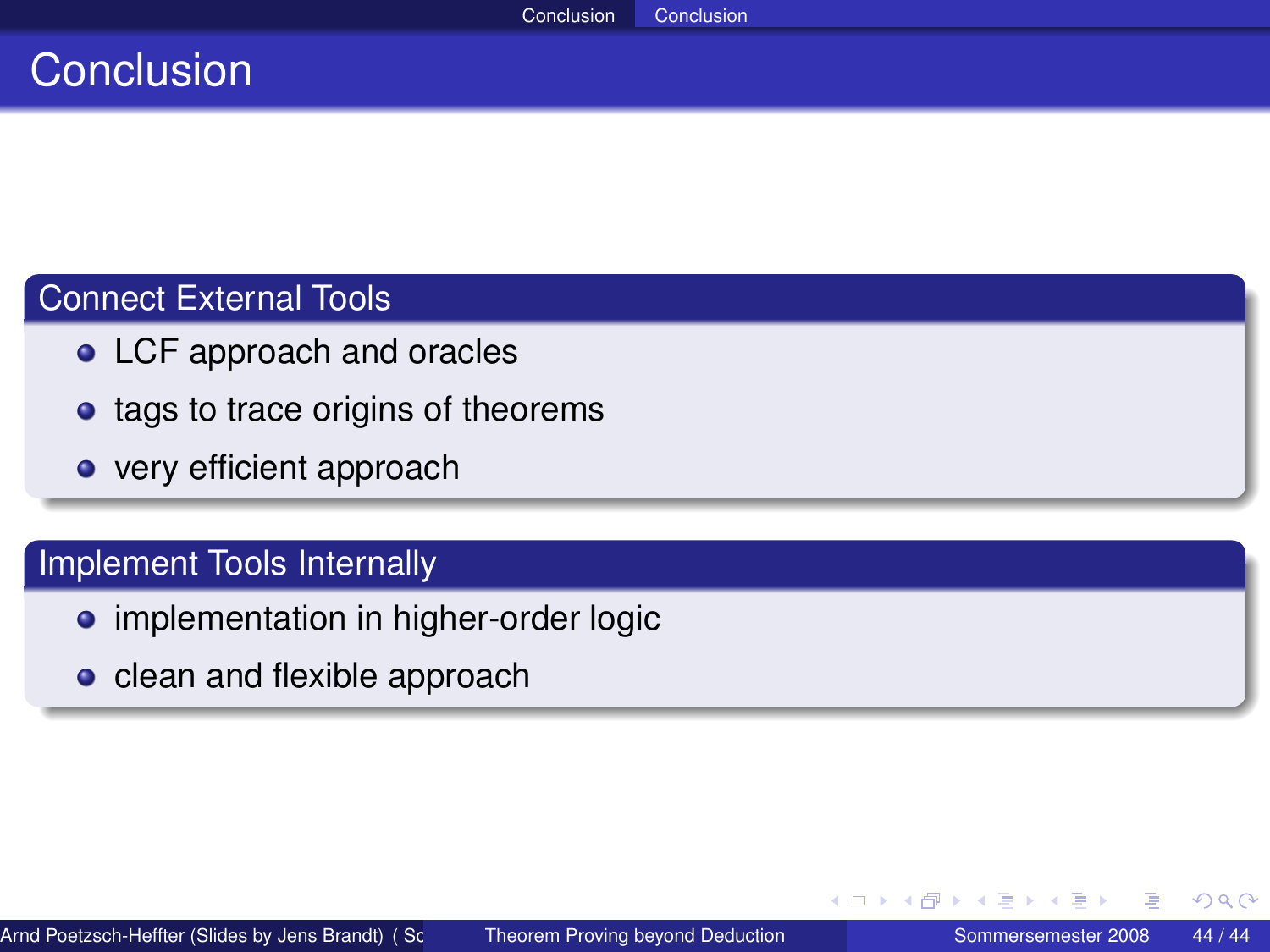# Conclusion

## Connect External Tools

- LCF approach and oracles
- tags to trace origins of theorems
- very efficient approach

## Implement Tools Internally

- implementation in higher-order logic
- clean and flexible approach